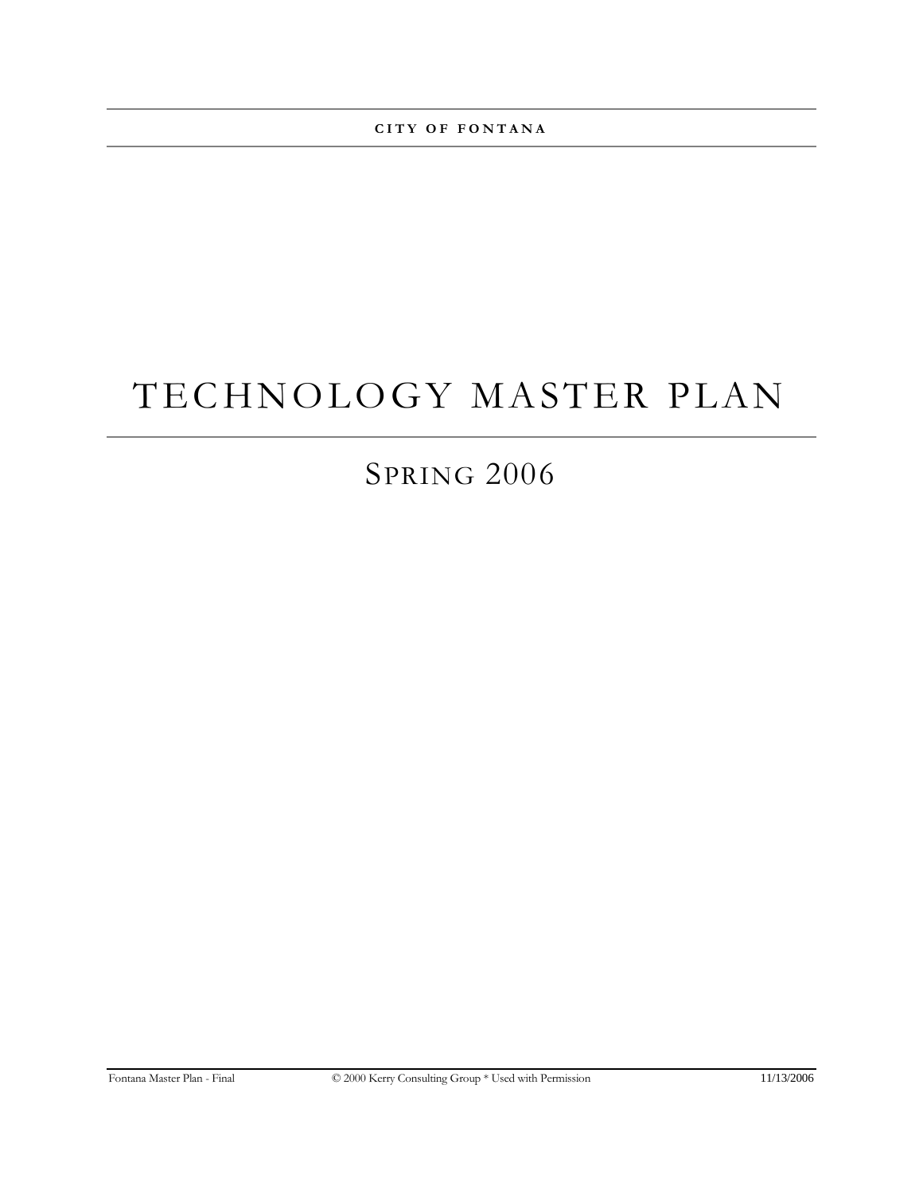**CITY OF FONTANA**

# TECHNOLOGY MASTER PLAN

## SPRING 2006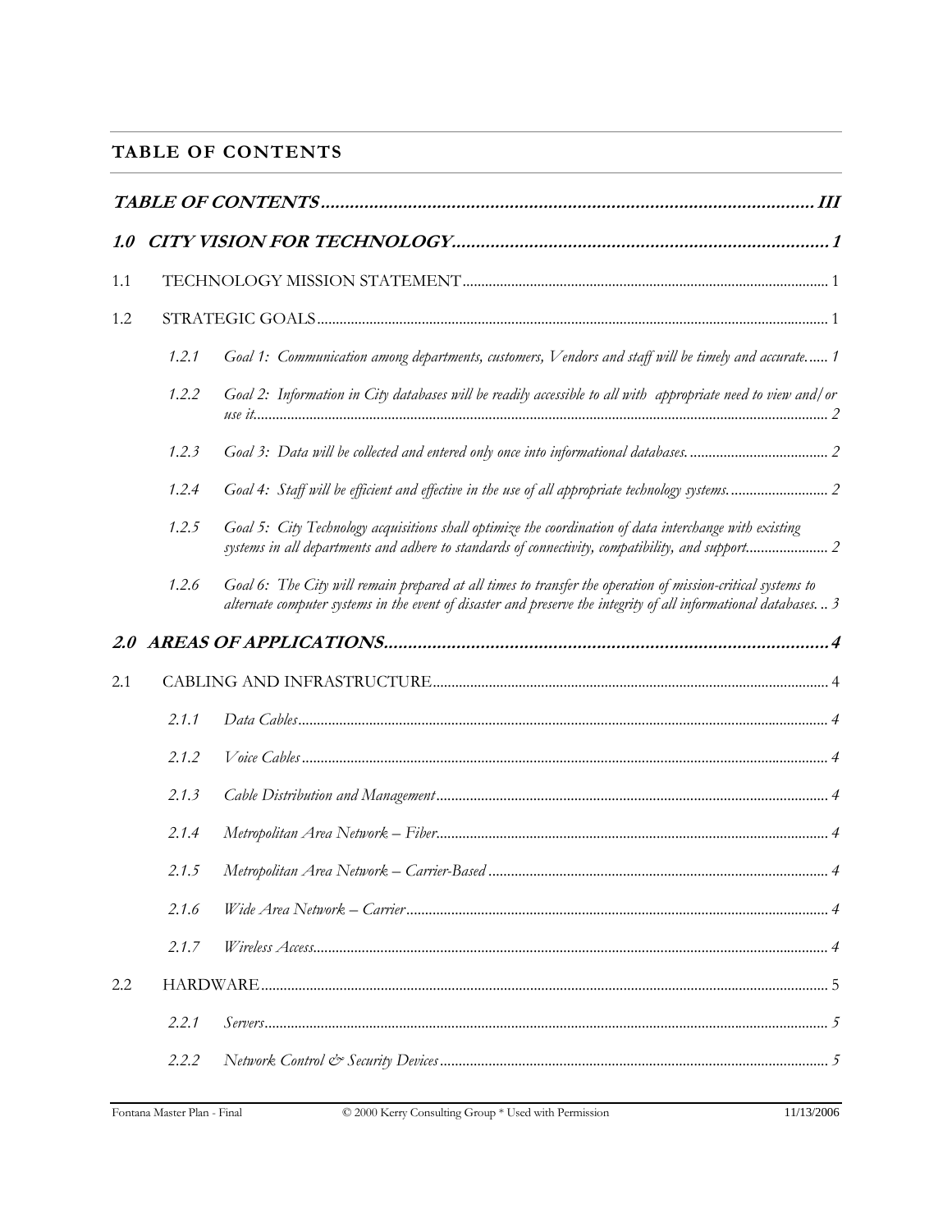## TABLE OF CONTENTS

**_TABLE OF CONTENTS ........................................................................................................ III_**

**_1.0 CITY VISION FOR TECHNOLOGY................................................................................ 1_**

1.1 TECHNOLOGY MISSION STATEMENT................................................................................................ 1

1.2 STRATEGIC GOALS........................................................................................................................ 1

- *1.2.1 Goal 1: Communication among departments, customers, Vendors and staff will be timely and accurate...... 1*
- *1.2.2 Goal 2: Information in City databases will be readily accessible to all with appropriate need to view and/or use it........................................................................................................................................ 2*
- *1.2.3 Goal 3: Data will be collected and entered only once into informational databases. ..................................... 2*
- *1.2.4 Goal 4: Staff will be efficient and effective in the use of all appropriate technology systems. .......................... 2*
- *1.2.5 Goal 5: City Technology acquisitions shall optimize the coordination of data interchange with existing systems in all departments and adhere to standards of connectivity, compatibility, and support...................... 2*
- *1.2.6 Goal 6: The City will remain prepared at all times to transfer the operation of mission-critical systems to alternate computer systems in the event of disaster and preserve the integrity of all informational databases. .. 3*

**_2.0 AREAS OF APPLICATIONS............................................................................................ 4_**

2.1 CABLING AND INFRASTRUCTURE.................................................................................................... 4

- *2.1.1 Data Cables............................................................................................................................ 4*
- *2.1.2 Voice Cables........................................................................................................................... 4*
- *2.1.3 Cable Distribution and Management........................................................................................ 4*
- *2.1.4 Metropolitan Area Network – Fiber......................................................................................... 4*
- *2.1.5 Metropolitan Area Network – Carrier-Based ........................................................................... 4*
- *2.1.6 Wide Area Network – Carrier................................................................................................. 4*
- *2.1.7 Wireless Access........................................................................................................................ 4*

2.2 HARDWARE.................................................................................................................................. 5

- *2.2.1 Servers.................................................................................................................................... 5*
- *2.2.2 Network Control & Security Devices....................................................................................... 5*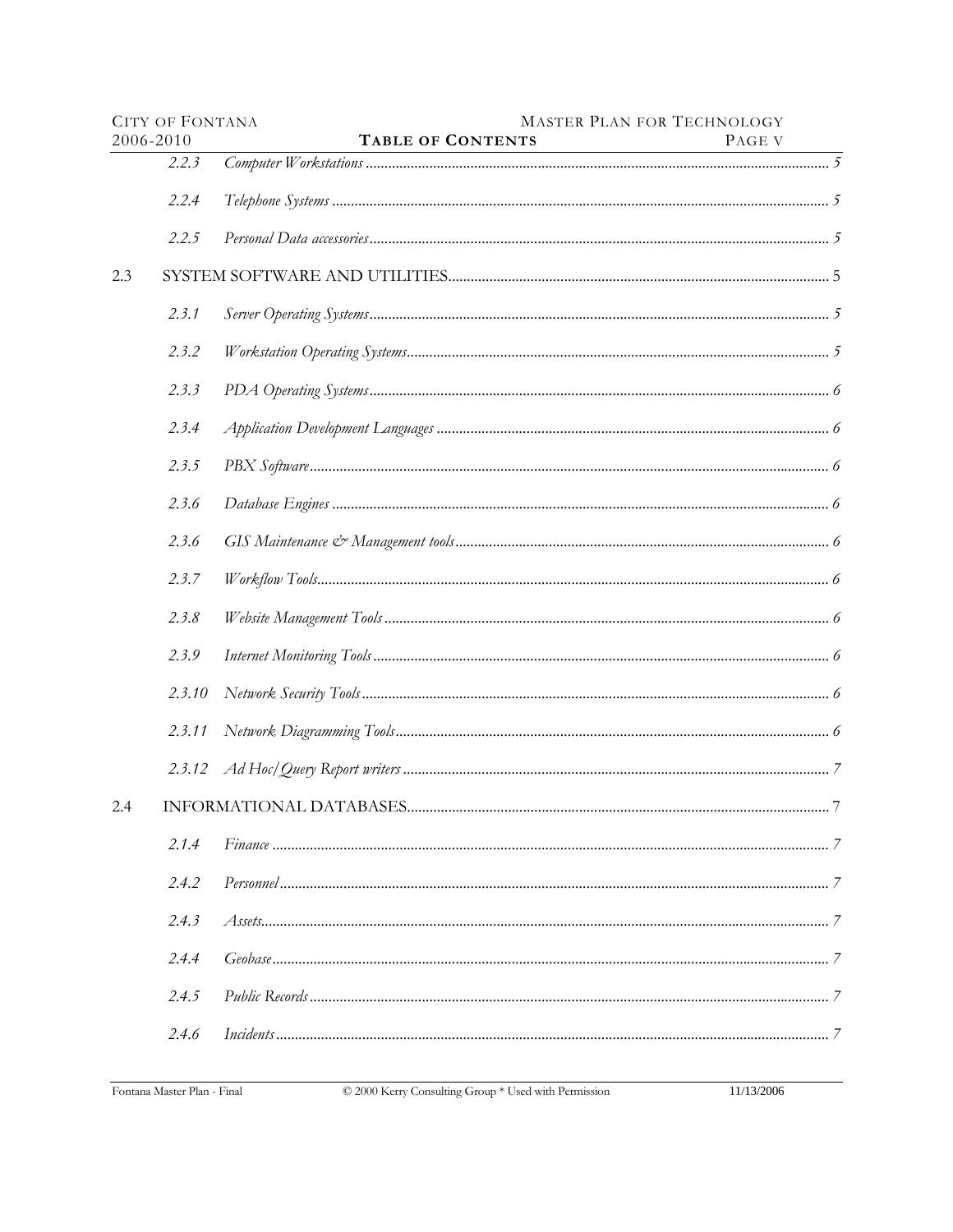| | | |
|---|---|---|
| 2.2.3 | *Computer Workstations* | *5* |
| 2.2.4 | *Telephone Systems* | *5* |
| 2.2.5 | *Personal Data accessories* | *5* |
| 2.3 | SYSTEM SOFTWARE AND UTILITIES | 5 |
| 2.3.1 | *Server Operating Systems* | *5* |
| 2.3.2 | *Workstation Operating Systems* | *5* |
| 2.3.3 | *PDA Operating Systems* | *6* |
| 2.3.4 | *Application Development Languages* | *6* |
| 2.3.5 | *PBX Software* | *6* |
| 2.3.6 | *Database Engines* | *6* |
| 2.3.6 | *GIS Maintenance & Management tools* | *6* |
| 2.3.7 | *Workflow Tools* | *6* |
| 2.3.8 | *Website Management Tools* | *6* |
| 2.3.9 | *Internet Monitoring Tools* | *6* |
| 2.3.10 | *Network Security Tools* | *6* |
| 2.3.11 | *Network Diagramming Tools* | *6* |
| 2.3.12 | *Ad Hoc/Query Report writers* | *7* |
| 2.4 | INFORMATIONAL DATABASES | 7 |
| 2.1.4 | *Finance* | *7* |
| 2.4.2 | *Personnel* | *7* |
| 2.4.3 | *Assets* | *7* |
| 2.4.4 | *Geobase* | *7* |
| 2.4.5 | *Public Records* | *7* |
| 2.4.6 | *Incidents* | *7* |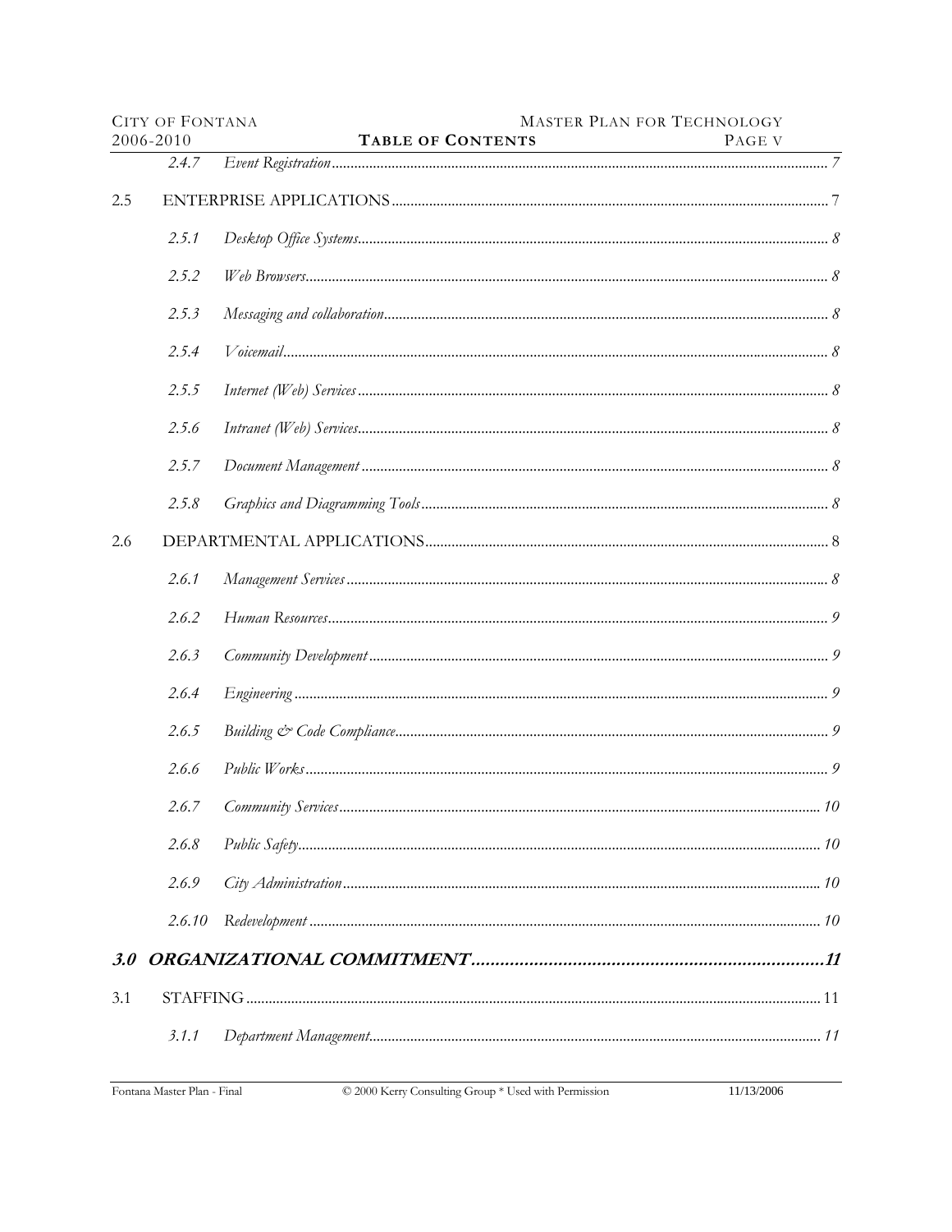| | | |
|---|---|---|
| *2.4.7* | *Event Registration* | *7* |
| 2.5 | ENTERPRISE APPLICATIONS | 7 |
| *2.5.1* | *Desktop Office Systems* | *8* |
| *2.5.2* | *Web Browsers* | *8* |
| *2.5.3* | *Messaging and collaboration* | *8* |
| *2.5.4* | *Voicemail* | *8* |
| *2.5.5* | *Internet (Web) Services* | *8* |
| *2.5.6* | *Intranet (Web) Services* | *8* |
| *2.5.7* | *Document Management* | *8* |
| *2.5.8* | *Graphics and Diagramming Tools* | *8* |
| 2.6 | DEPARTMENTAL APPLICATIONS | 8 |
| *2.6.1* | *Management Services* | *8* |
| *2.6.2* | *Human Resources* | *9* |
| *2.6.3* | *Community Development* | *9* |
| *2.6.4* | *Engineering* | *9* |
| *2.6.5* | *Building & Code Compliance* | *9* |
| *2.6.6* | *Public Works* | *9* |
| *2.6.7* | *Community Services* | *10* |
| *2.6.8* | *Public Safety* | *10* |
| *2.6.9* | *City Administration* | *10* |
| *2.6.10* | *Redevelopment* | *10* |
| ***3.0*** | ***ORGANIZATIONAL COMMITMENT*** | ***11*** |
| 3.1 | STAFFING | 11 |
| *3.1.1* | *Department Management* | *11* |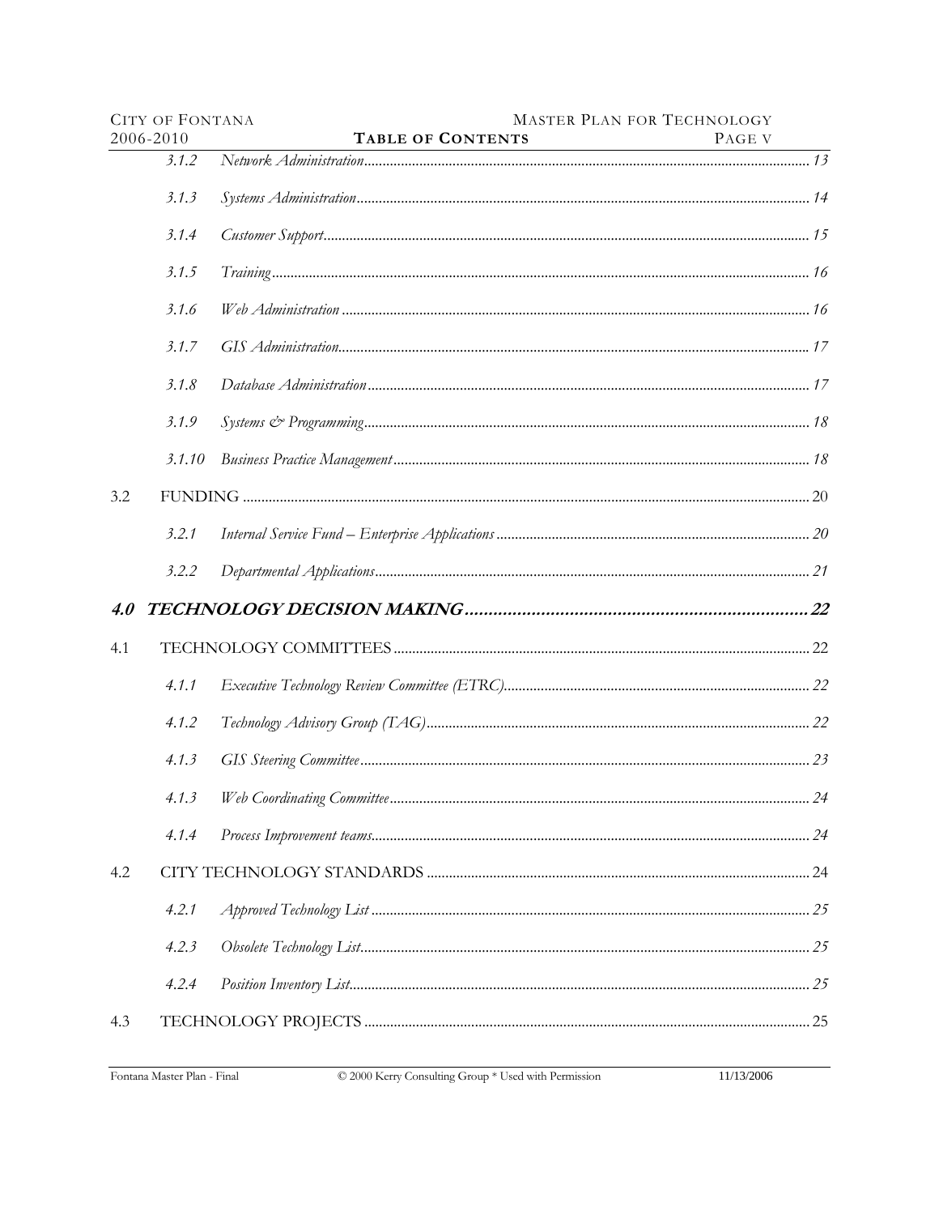| | | |
|---|---|---|
| *3.1.2* | *Network Administration* | *13* |
| *3.1.3* | *Systems Administration* | *14* |
| *3.1.4* | *Customer Support* | *15* |
| *3.1.5* | *Training* | *16* |
| *3.1.6* | *Web Administration* | *16* |
| *3.1.7* | *GIS Administration* | *17* |
| *3.1.8* | *Database Administration* | *17* |
| *3.1.9* | *Systems & Programming* | *18* |
| *3.1.10* | *Business Practice Management* | *18* |
| 3.2 | FUNDING | 20 |
| *3.2.1* | *Internal Service Fund – Enterprise Applications* | *20* |
| *3.2.2* | *Departmental Applications* | *21* |
| ***4.0*** | ***TECHNOLOGY DECISION MAKING*** | ***22*** |
| 4.1 | TECHNOLOGY COMMITTEES | 22 |
| *4.1.1* | *Executive Technology Review Committee (ETRC)* | *22* |
| *4.1.2* | *Technology Advisory Group (TAG)* | *22* |
| *4.1.3* | *GIS Steering Committee* | *23* |
| *4.1.3* | *Web Coordinating Committee* | *24* |
| *4.1.4* | *Process Improvement teams* | *24* |
| 4.2 | CITY TECHNOLOGY STANDARDS | 24 |
| *4.2.1* | *Approved Technology List* | *25* |
| *4.2.3* | *Obsolete Technology List* | *25* |
| *4.2.4* | *Position Inventory List* | *25* |
| 4.3 | TECHNOLOGY PROJECTS | 25 |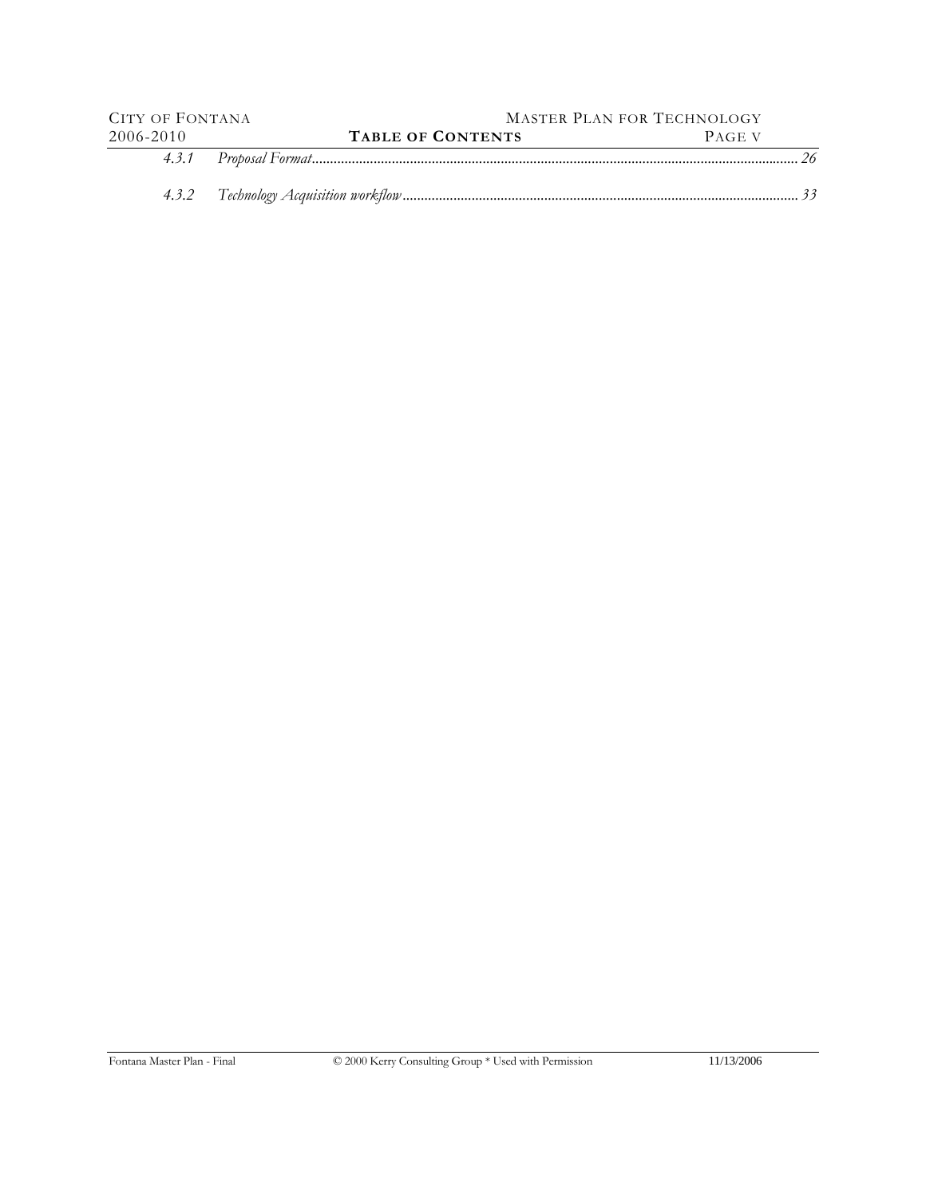*4.3.1 Proposal Format ........................................................................................................................................ 26*

*4.3.2 Technology Acquisition workflow ........................................................................................................... 33*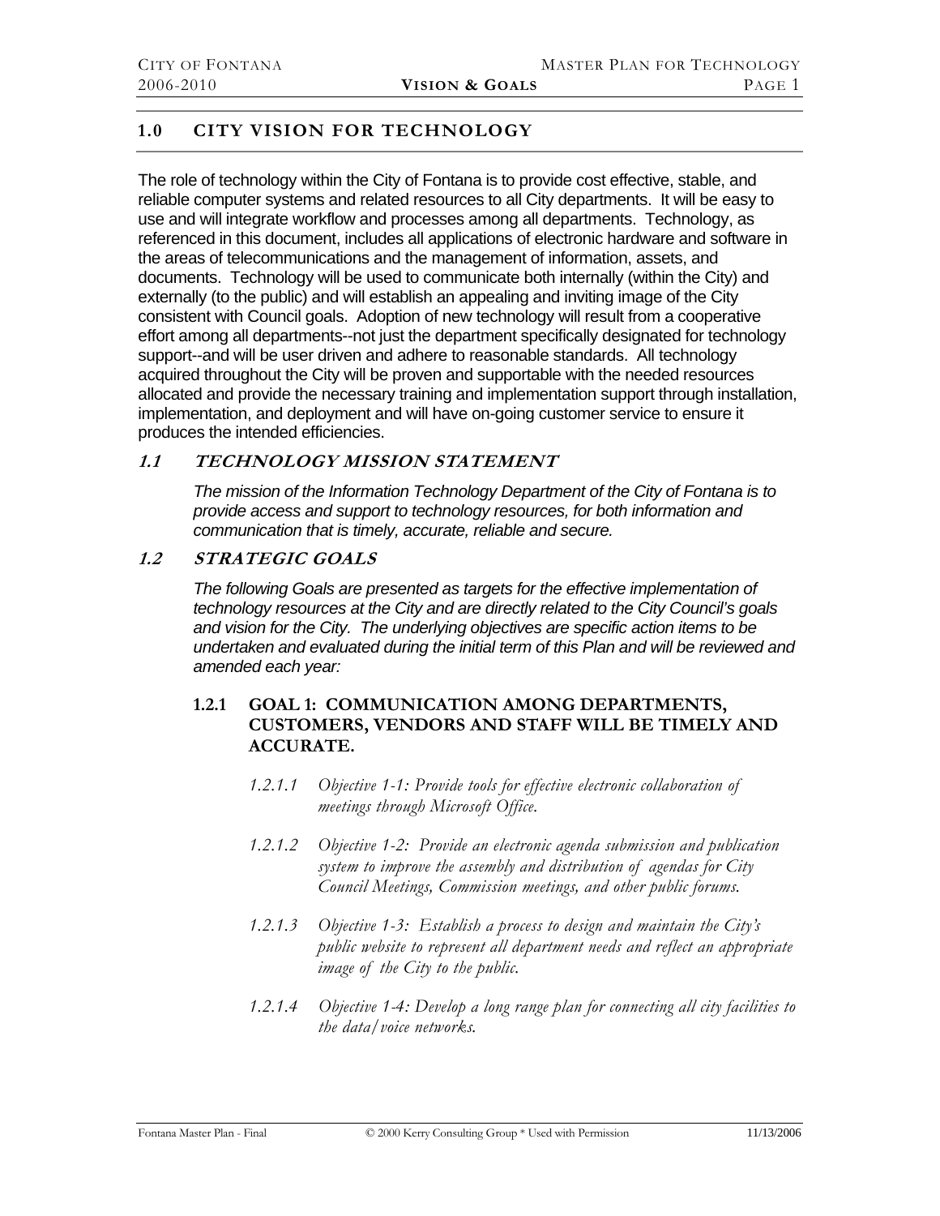## 1.0 CITY VISION FOR TECHNOLOGY

The role of technology within the City of Fontana is to provide cost effective, stable, and reliable computer systems and related resources to all City departments. It will be easy to use and will integrate workflow and processes among all departments. Technology, as referenced in this document, includes all applications of electronic hardware and software in the areas of telecommunications and the management of information, assets, and documents. Technology will be used to communicate both internally (within the City) and externally (to the public) and will establish an appealing and inviting image of the City consistent with Council goals. Adoption of new technology will result from a cooperative effort among all departments--not just the department specifically designated for technology support--and will be user driven and adhere to reasonable standards. All technology acquired throughout the City will be proven and supportable with the needed resources allocated and provide the necessary training and implementation support through installation, implementation, and deployment and will have on-going customer service to ensure it produces the intended efficiencies.

### *1.1 TECHNOLOGY MISSION STATEMENT*

*The mission of the Information Technology Department of the City of Fontana is to provide access and support to technology resources, for both information and communication that is timely, accurate, reliable and secure.*

### *1.2 STRATEGIC GOALS*

*The following Goals are presented as targets for the effective implementation of technology resources at the City and are directly related to the City Council's goals and vision for the City. The underlying objectives are specific action items to be undertaken and evaluated during the initial term of this Plan and will be reviewed and amended each year:*

#### 1.2.1 GOAL 1: COMMUNICATION AMONG DEPARTMENTS, CUSTOMERS, VENDORS AND STAFF WILL BE TIMELY AND ACCURATE.

*1.2.1.1 Objective 1-1: Provide tools for effective electronic collaboration of meetings through Microsoft Office.*

*1.2.1.2 Objective 1-2: Provide an electronic agenda submission and publication system to improve the assembly and distribution of agendas for City Council Meetings, Commission meetings, and other public forums.*

*1.2.1.3 Objective 1-3: Establish a process to design and maintain the City's public website to represent all department needs and reflect an appropriate image of the City to the public.*

*1.2.1.4 Objective 1-4: Develop a long range plan for connecting all city facilities to the data/voice networks.*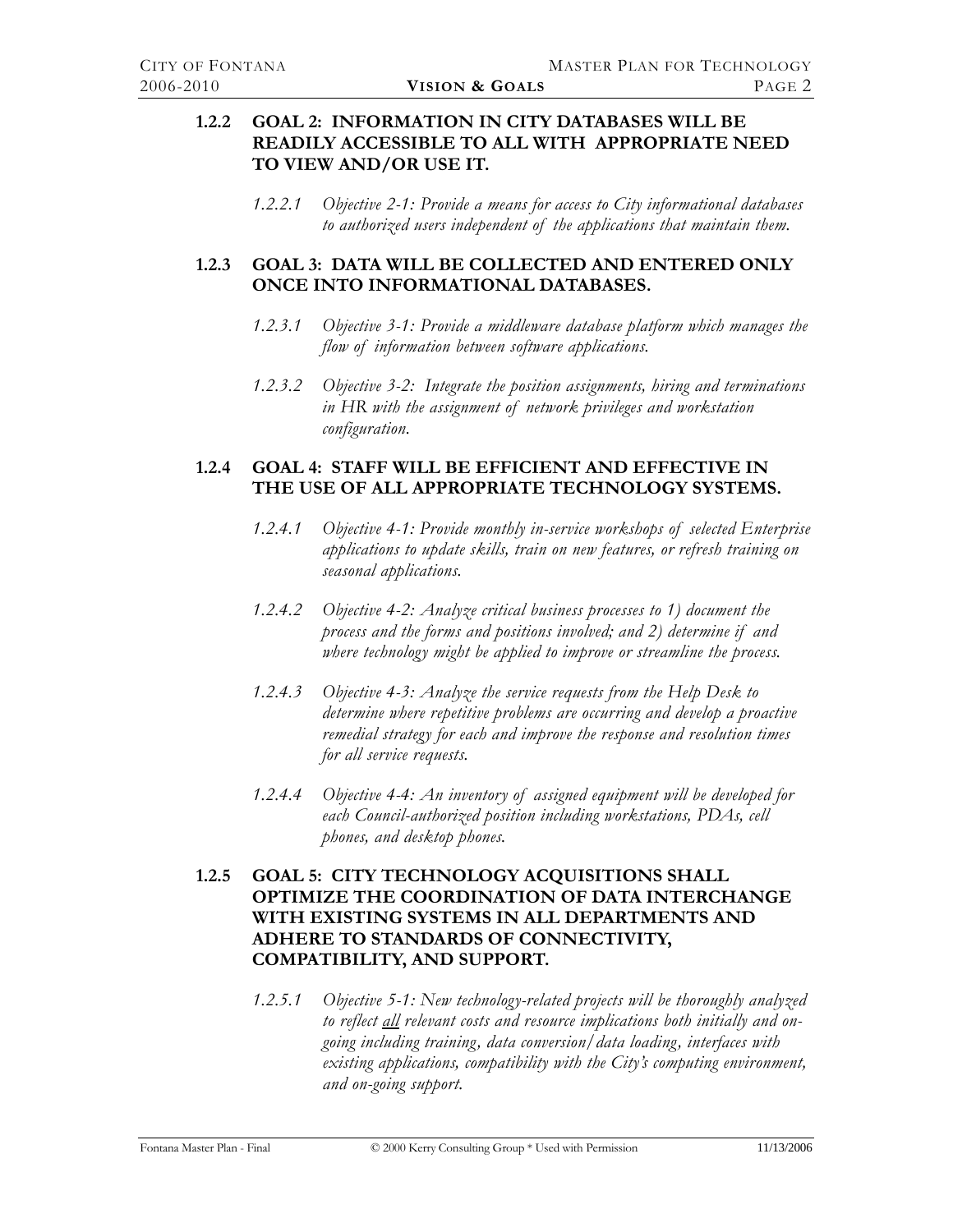### 1.2.2 GOAL 2: INFORMATION IN CITY DATABASES WILL BE READILY ACCESSIBLE TO ALL WITH APPROPRIATE NEED TO VIEW AND/OR USE IT.

*1.2.2.1 Objective 2-1: Provide a means for access to City informational databases to authorized users independent of the applications that maintain them.*

### 1.2.3 GOAL 3: DATA WILL BE COLLECTED AND ENTERED ONLY ONCE INTO INFORMATIONAL DATABASES.

*1.2.3.1 Objective 3-1: Provide a middleware database platform which manages the flow of information between software applications.*

*1.2.3.2 Objective 3-2: Integrate the position assignments, hiring and terminations in HR with the assignment of network privileges and workstation configuration.*

### 1.2.4 GOAL 4: STAFF WILL BE EFFICIENT AND EFFECTIVE IN THE USE OF ALL APPROPRIATE TECHNOLOGY SYSTEMS.

*1.2.4.1 Objective 4-1: Provide monthly in-service workshops of selected Enterprise applications to update skills, train on new features, or refresh training on seasonal applications.*

*1.2.4.2 Objective 4-2: Analyze critical business processes to 1) document the process and the forms and positions involved; and 2) determine if and where technology might be applied to improve or streamline the process.*

*1.2.4.3 Objective 4-3: Analyze the service requests from the Help Desk to determine where repetitive problems are occurring and develop a proactive remedial strategy for each and improve the response and resolution times for all service requests.*

*1.2.4.4 Objective 4-4: An inventory of assigned equipment will be developed for each Council-authorized position including workstations, PDAs, cell phones, and desktop phones.*

### 1.2.5 GOAL 5: CITY TECHNOLOGY ACQUISITIONS SHALL OPTIMIZE THE COORDINATION OF DATA INTERCHANGE WITH EXISTING SYSTEMS IN ALL DEPARTMENTS AND ADHERE TO STANDARDS OF CONNECTIVITY, COMPATIBILITY, AND SUPPORT.

*1.2.5.1 Objective 5-1: New technology-related projects will be thoroughly analyzed to reflect <u>all</u> relevant costs and resource implications both initially and on-going including training, data conversion/data loading, interfaces with existing applications, compatibility with the City's computing environment, and on-going support.*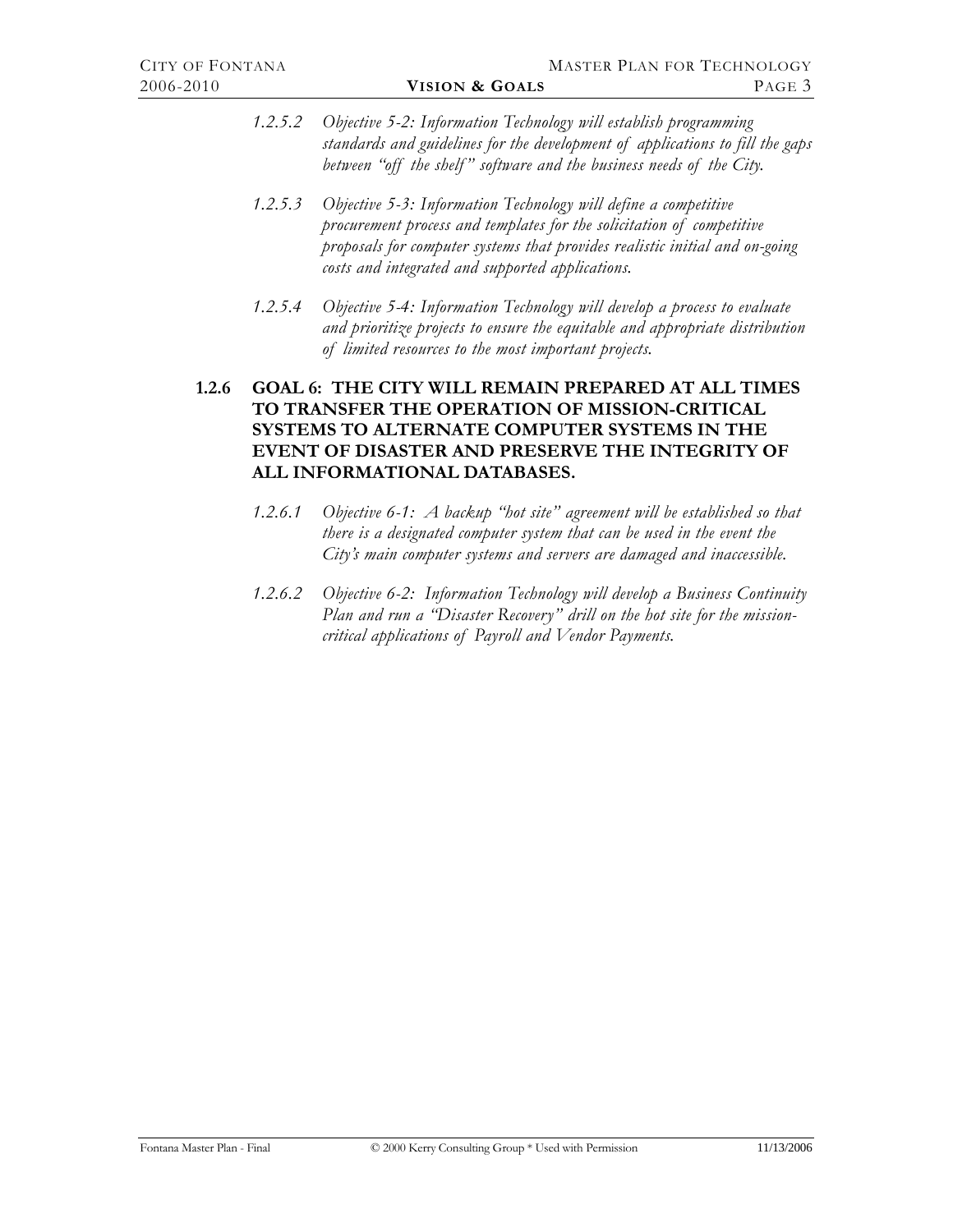*1.2.5.2 Objective 5-2: Information Technology will establish programming standards and guidelines for the development of applications to fill the gaps between "off the shelf" software and the business needs of the City.*

*1.2.5.3 Objective 5-3: Information Technology will define a competitive procurement process and templates for the solicitation of competitive proposals for computer systems that provides realistic initial and on-going costs and integrated and supported applications.*

*1.2.5.4 Objective 5-4: Information Technology will develop a process to evaluate and prioritize projects to ensure the equitable and appropriate distribution of limited resources to the most important projects.*

### 1.2.6 GOAL 6: THE CITY WILL REMAIN PREPARED AT ALL TIMES TO TRANSFER THE OPERATION OF MISSION-CRITICAL SYSTEMS TO ALTERNATE COMPUTER SYSTEMS IN THE EVENT OF DISASTER AND PRESERVE THE INTEGRITY OF ALL INFORMATIONAL DATABASES.

*1.2.6.1 Objective 6-1: A backup "hot site" agreement will be established so that there is a designated computer system that can be used in the event the City's main computer systems and servers are damaged and inaccessible.*

*1.2.6.2 Objective 6-2: Information Technology will develop a Business Continuity Plan and run a "Disaster Recovery" drill on the hot site for the mission-critical applications of Payroll and Vendor Payments.*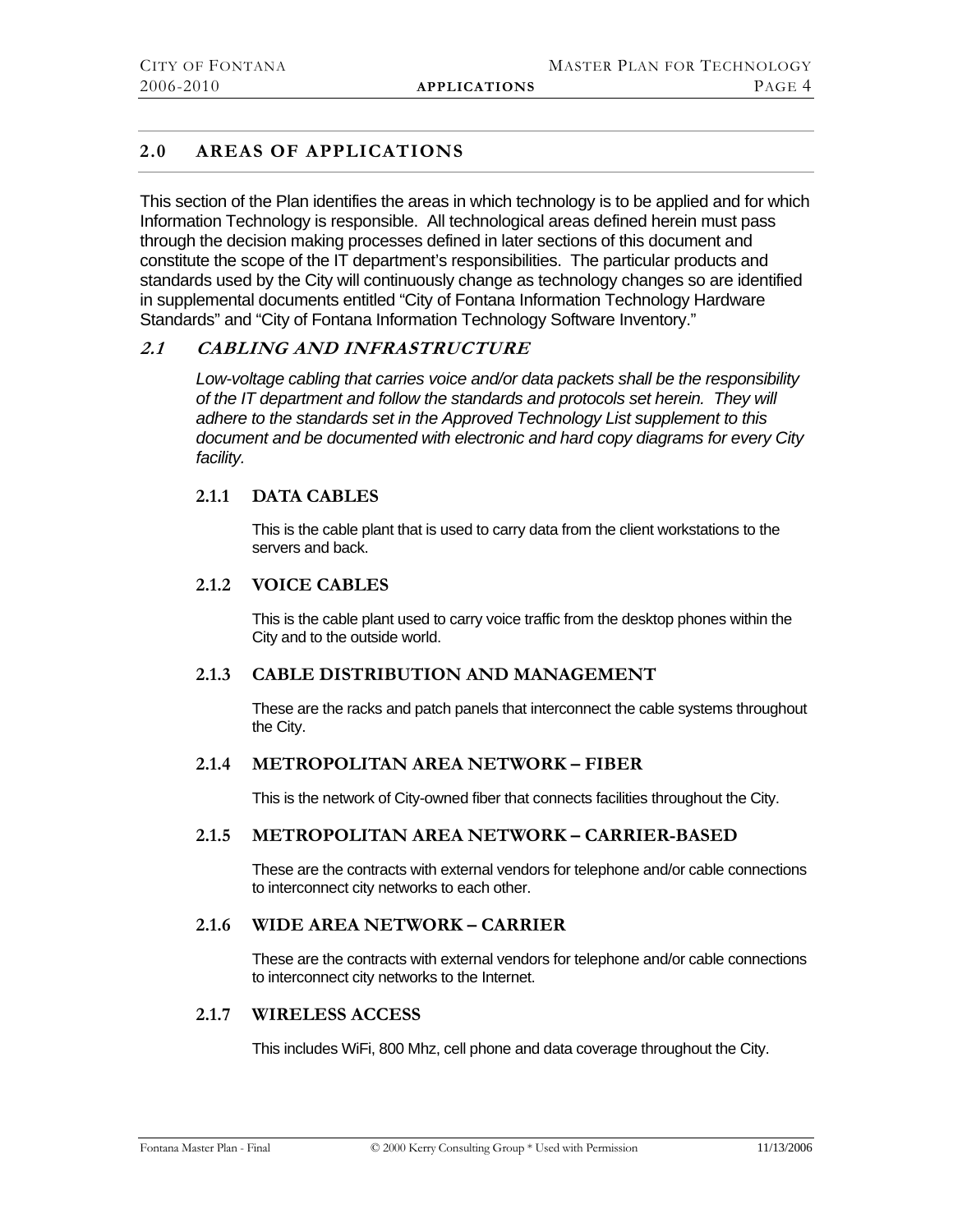## 2.0 AREAS OF APPLICATIONS

This section of the Plan identifies the areas in which technology is to be applied and for which Information Technology is responsible. All technological areas defined herein must pass through the decision making processes defined in later sections of this document and constitute the scope of the IT department's responsibilities. The particular products and standards used by the City will continuously change as technology changes so are identified in supplemental documents entitled "City of Fontana Information Technology Hardware Standards" and "City of Fontana Information Technology Software Inventory."

### *2.1 CABLING AND INFRASTRUCTURE*

*Low-voltage cabling that carries voice and/or data packets shall be the responsibility of the IT department and follow the standards and protocols set herein. They will adhere to the standards set in the Approved Technology List supplement to this document and be documented with electronic and hard copy diagrams for every City facility.*

#### 2.1.1 DATA CABLES

This is the cable plant that is used to carry data from the client workstations to the servers and back.

#### 2.1.2 VOICE CABLES

This is the cable plant used to carry voice traffic from the desktop phones within the City and to the outside world.

#### 2.1.3 CABLE DISTRIBUTION AND MANAGEMENT

These are the racks and patch panels that interconnect the cable systems throughout the City.

#### 2.1.4 METROPOLITAN AREA NETWORK – FIBER

This is the network of City-owned fiber that connects facilities throughout the City.

#### 2.1.5 METROPOLITAN AREA NETWORK – CARRIER-BASED

These are the contracts with external vendors for telephone and/or cable connections to interconnect city networks to each other.

#### 2.1.6 WIDE AREA NETWORK – CARRIER

These are the contracts with external vendors for telephone and/or cable connections to interconnect city networks to the Internet.

#### 2.1.7 WIRELESS ACCESS

This includes WiFi, 800 Mhz, cell phone and data coverage throughout the City.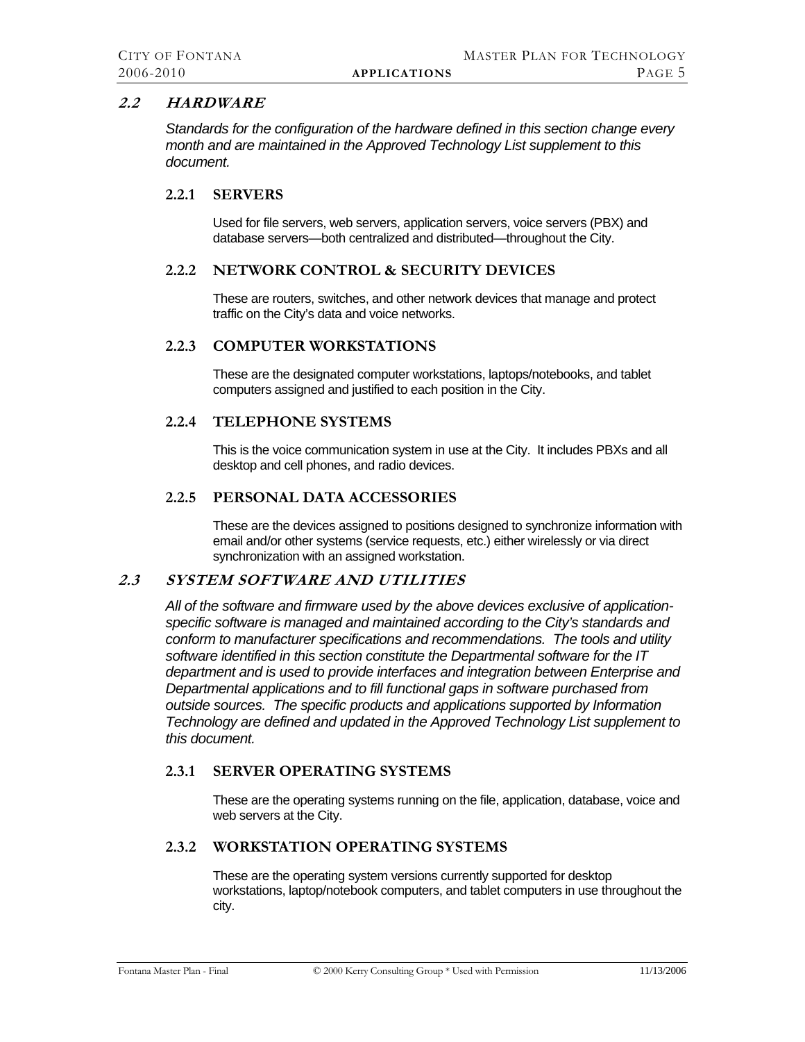## *2.2 HARDWARE*

*Standards for the configuration of the hardware defined in this section change every month and are maintained in the Approved Technology List supplement to this document.*

### 2.2.1 SERVERS

Used for file servers, web servers, application servers, voice servers (PBX) and database servers—both centralized and distributed—throughout the City.

### 2.2.2 NETWORK CONTROL & SECURITY DEVICES

These are routers, switches, and other network devices that manage and protect traffic on the City's data and voice networks.

### 2.2.3 COMPUTER WORKSTATIONS

These are the designated computer workstations, laptops/notebooks, and tablet computers assigned and justified to each position in the City.

### 2.2.4 TELEPHONE SYSTEMS

This is the voice communication system in use at the City. It includes PBXs and all desktop and cell phones, and radio devices.

### 2.2.5 PERSONAL DATA ACCESSORIES

These are the devices assigned to positions designed to synchronize information with email and/or other systems (service requests, etc.) either wirelessly or via direct synchronization with an assigned workstation.

## *2.3 SYSTEM SOFTWARE AND UTILITIES*

*All of the software and firmware used by the above devices exclusive of application-specific software is managed and maintained according to the City's standards and conform to manufacturer specifications and recommendations. The tools and utility software identified in this section constitute the Departmental software for the IT department and is used to provide interfaces and integration between Enterprise and Departmental applications and to fill functional gaps in software purchased from outside sources. The specific products and applications supported by Information Technology are defined and updated in the Approved Technology List supplement to this document.*

### 2.3.1 SERVER OPERATING SYSTEMS

These are the operating systems running on the file, application, database, voice and web servers at the City.

### 2.3.2 WORKSTATION OPERATING SYSTEMS

These are the operating system versions currently supported for desktop workstations, laptop/notebook computers, and tablet computers in use throughout the city.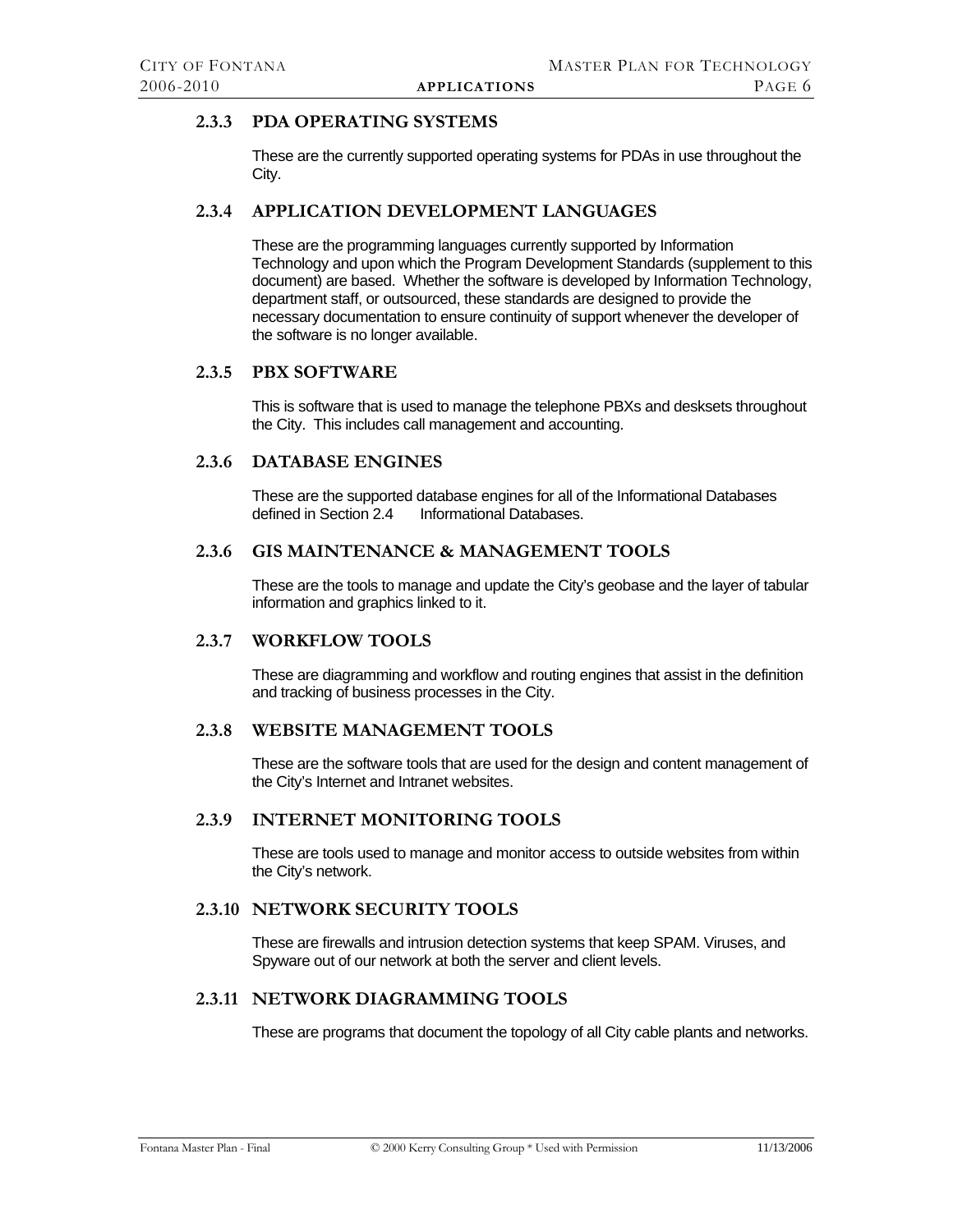### 2.3.3 PDA OPERATING SYSTEMS

These are the currently supported operating systems for PDAs in use throughout the City.

### 2.3.4 APPLICATION DEVELOPMENT LANGUAGES

These are the programming languages currently supported by Information Technology and upon which the Program Development Standards (supplement to this document) are based. Whether the software is developed by Information Technology, department staff, or outsourced, these standards are designed to provide the necessary documentation to ensure continuity of support whenever the developer of the software is no longer available.

### 2.3.5 PBX SOFTWARE

This is software that is used to manage the telephone PBXs and desksets throughout the City. This includes call management and accounting.

### 2.3.6 DATABASE ENGINES

These are the supported database engines for all of the Informational Databases defined in Section 2.4 Informational Databases.

### 2.3.6 GIS MAINTENANCE & MANAGEMENT TOOLS

These are the tools to manage and update the City's geobase and the layer of tabular information and graphics linked to it.

### 2.3.7 WORKFLOW TOOLS

These are diagramming and workflow and routing engines that assist in the definition and tracking of business processes in the City.

### 2.3.8 WEBSITE MANAGEMENT TOOLS

These are the software tools that are used for the design and content management of the City's Internet and Intranet websites.

### 2.3.9 INTERNET MONITORING TOOLS

These are tools used to manage and monitor access to outside websites from within the City's network.

### 2.3.10 NETWORK SECURITY TOOLS

These are firewalls and intrusion detection systems that keep SPAM. Viruses, and Spyware out of our network at both the server and client levels.

### 2.3.11 NETWORK DIAGRAMMING TOOLS

These are programs that document the topology of all City cable plants and networks.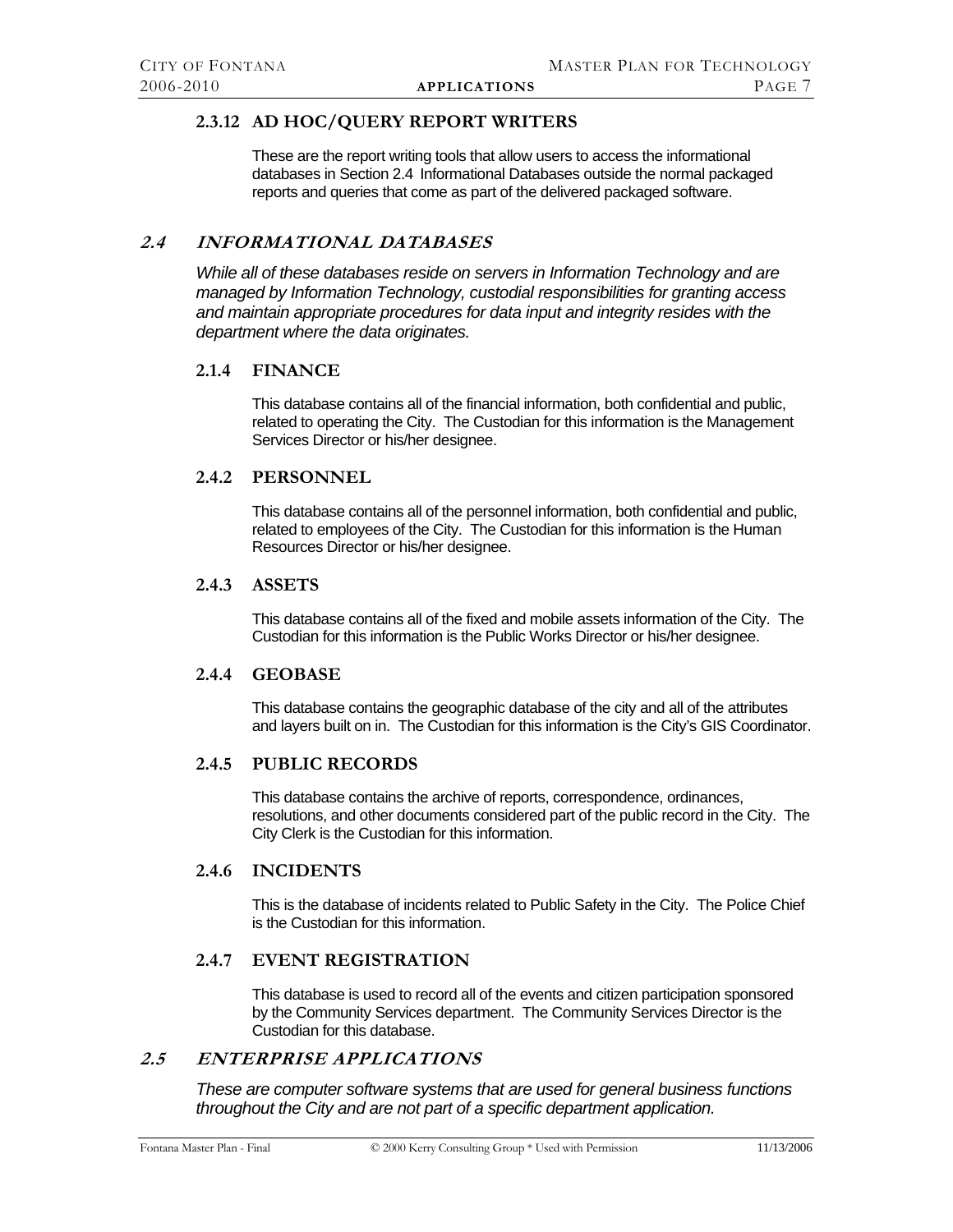### 2.3.12 AD HOC/QUERY REPORT WRITERS

These are the report writing tools that allow users to access the informational databases in Section 2.4 Informational Databases outside the normal packaged reports and queries that come as part of the delivered packaged software.

## 2.4 INFORMATIONAL DATABASES

*While all of these databases reside on servers in Information Technology and are managed by Information Technology, custodial responsibilities for granting access and maintain appropriate procedures for data input and integrity resides with the department where the data originates.*

### 2.1.4 FINANCE

This database contains all of the financial information, both confidential and public, related to operating the City. The Custodian for this information is the Management Services Director or his/her designee.

### 2.4.2 PERSONNEL

This database contains all of the personnel information, both confidential and public, related to employees of the City. The Custodian for this information is the Human Resources Director or his/her designee.

### 2.4.3 ASSETS

This database contains all of the fixed and mobile assets information of the City. The Custodian for this information is the Public Works Director or his/her designee.

### 2.4.4 GEOBASE

This database contains the geographic database of the city and all of the attributes and layers built on in. The Custodian for this information is the City's GIS Coordinator.

### 2.4.5 PUBLIC RECORDS

This database contains the archive of reports, correspondence, ordinances, resolutions, and other documents considered part of the public record in the City. The City Clerk is the Custodian for this information.

### 2.4.6 INCIDENTS

This is the database of incidents related to Public Safety in the City. The Police Chief is the Custodian for this information.

### 2.4.7 EVENT REGISTRATION

This database is used to record all of the events and citizen participation sponsored by the Community Services department. The Community Services Director is the Custodian for this database.

## 2.5 ENTERPRISE APPLICATIONS

*These are computer software systems that are used for general business functions throughout the City and are not part of a specific department application.*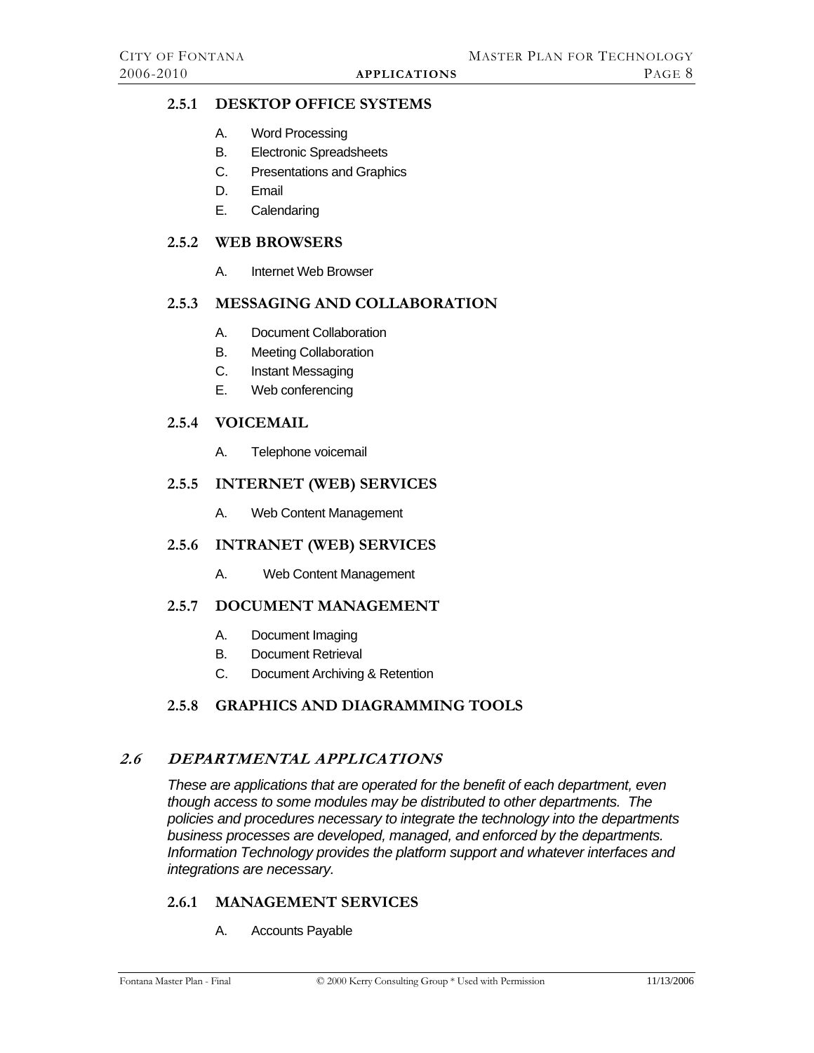### 2.5.1 DESKTOP OFFICE SYSTEMS

A. Word Processing
B. Electronic Spreadsheets
C. Presentations and Graphics
D. Email
E. Calendaring

### 2.5.2 WEB BROWSERS

A. Internet Web Browser

### 2.5.3 MESSAGING AND COLLABORATION

A. Document Collaboration
B. Meeting Collaboration
C. Instant Messaging
E. Web conferencing

### 2.5.4 VOICEMAIL

A. Telephone voicemail

### 2.5.5 INTERNET (WEB) SERVICES

A. Web Content Management

### 2.5.6 INTRANET (WEB) SERVICES

A. Web Content Management

### 2.5.7 DOCUMENT MANAGEMENT

A. Document Imaging
B. Document Retrieval
C. Document Archiving & Retention

### 2.5.8 GRAPHICS AND DIAGRAMMING TOOLS

## *2.6 DEPARTMENTAL APPLICATIONS*

*These are applications that are operated for the benefit of each department, even though access to some modules may be distributed to other departments. The policies and procedures necessary to integrate the technology into the departments business processes are developed, managed, and enforced by the departments. Information Technology provides the platform support and whatever interfaces and integrations are necessary.*

### 2.6.1 MANAGEMENT SERVICES

A. Accounts Payable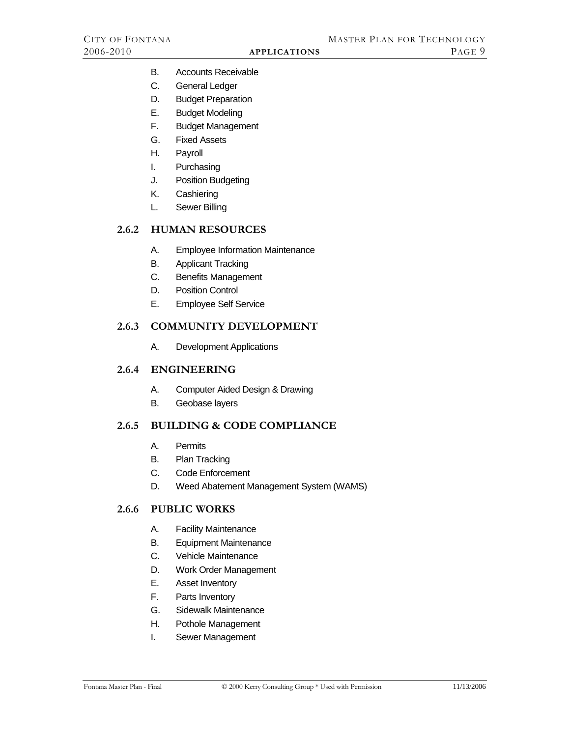B. Accounts Receivable
C. General Ledger
D. Budget Preparation
E. Budget Modeling
F. Budget Management
G. Fixed Assets
H. Payroll
I. Purchasing
J. Position Budgeting
K. Cashiering
L. Sewer Billing

### 2.6.2 HUMAN RESOURCES

A. Employee Information Maintenance
B. Applicant Tracking
C. Benefits Management
D. Position Control
E. Employee Self Service

### 2.6.3 COMMUNITY DEVELOPMENT

A. Development Applications

### 2.6.4 ENGINEERING

A. Computer Aided Design & Drawing
B. Geobase layers

### 2.6.5 BUILDING & CODE COMPLIANCE

A. Permits
B. Plan Tracking
C. Code Enforcement
D. Weed Abatement Management System (WAMS)

### 2.6.6 PUBLIC WORKS

A. Facility Maintenance
B. Equipment Maintenance
C. Vehicle Maintenance
D. Work Order Management
E. Asset Inventory
F. Parts Inventory
G. Sidewalk Maintenance
H. Pothole Management
I. Sewer Management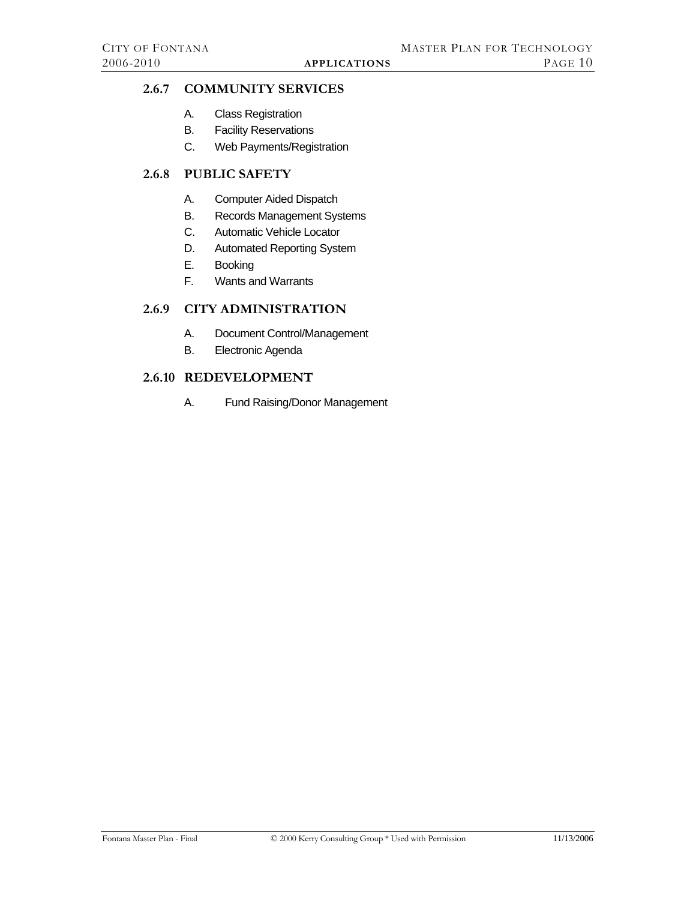### 2.6.7 COMMUNITY SERVICES

A. Class Registration
B. Facility Reservations
C. Web Payments/Registration

### 2.6.8 PUBLIC SAFETY

A. Computer Aided Dispatch
B. Records Management Systems
C. Automatic Vehicle Locator
D. Automated Reporting System
E. Booking
F. Wants and Warrants

### 2.6.9 CITY ADMINISTRATION

A. Document Control/Management
B. Electronic Agenda

### 2.6.10 REDEVELOPMENT

A. Fund Raising/Donor Management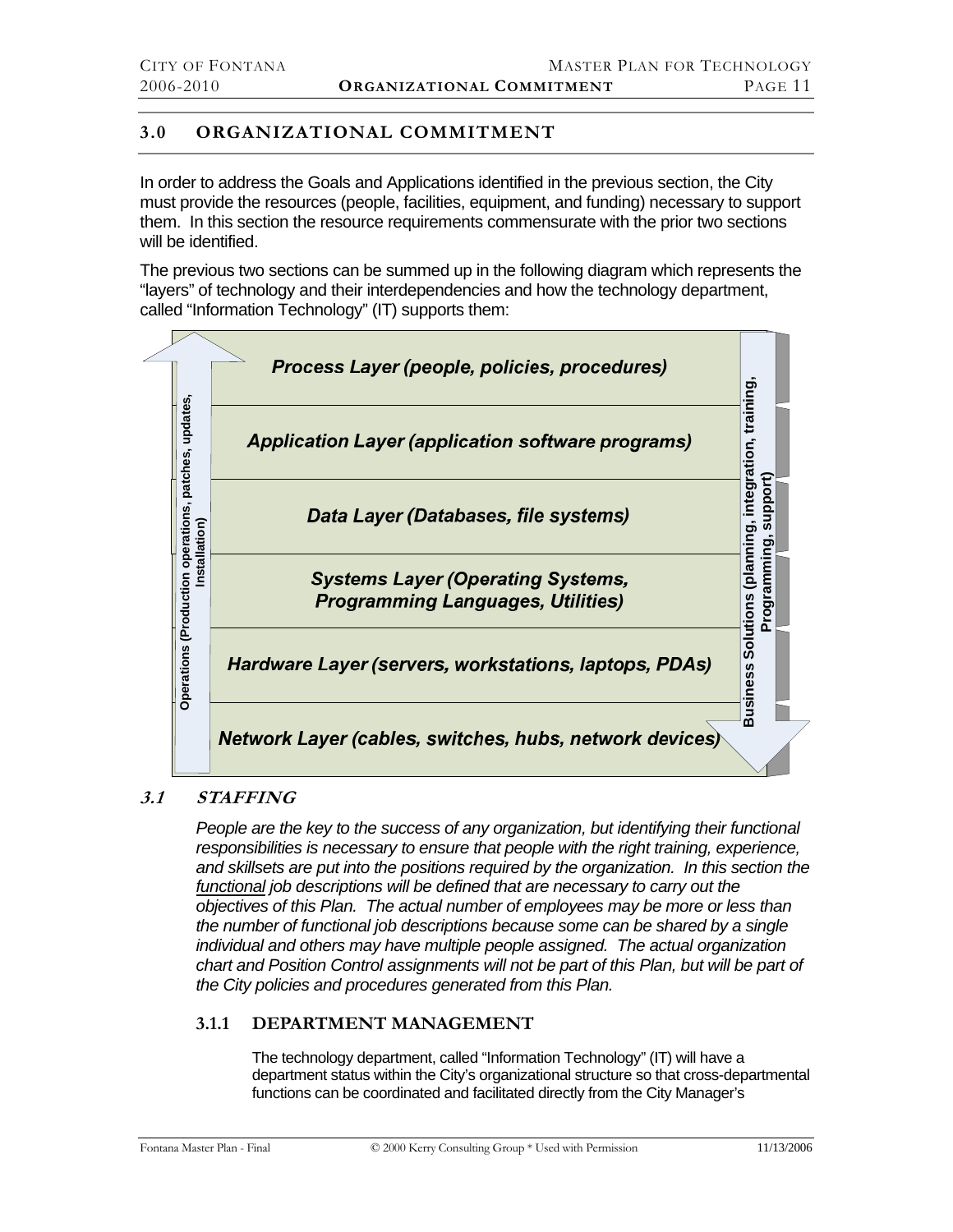## 3.0 ORGANIZATIONAL COMMITMENT

In order to address the Goals and Applications identified in the previous section, the City must provide the resources (people, facilities, equipment, and funding) necessary to support them. In this section the resource requirements commensurate with the prior two sections will be identified.

The previous two sections can be summed up in the following diagram which represents the "layers" of technology and their interdependencies and how the technology department, called "Information Technology" (IT) supports them:

Operations (Production operations, patches, updates, Installation)

*Process Layer (people, policies, procedures)*

*Application Layer (application software programs)*

*Data Layer (Databases, file systems)*

*Systems Layer (Operating Systems, Programming Languages, Utilities)*

*Hardware Layer (servers, workstations, laptops, PDAs)*

*Network Layer (cables, switches, hubs, network devices)*

Business Solutions (planning, integration, training, Programming, support)

### 3.1 STAFFING

*People are the key to the success of any organization, but identifying their functional responsibilities is necessary to ensure that people with the right training, experience, and skillsets are put into the positions required by the organization. In this section the functional job descriptions will be defined that are necessary to carry out the objectives of this Plan. The actual number of employees may be more or less than the number of functional job descriptions because some can be shared by a single individual and others may have multiple people assigned. The actual organization chart and Position Control assignments will not be part of this Plan, but will be part of the City policies and procedures generated from this Plan.*

#### 3.1.1 DEPARTMENT MANAGEMENT

The technology department, called "Information Technology" (IT) will have a department status within the City's organizational structure so that cross-departmental functions can be coordinated and facilitated directly from the City Manager's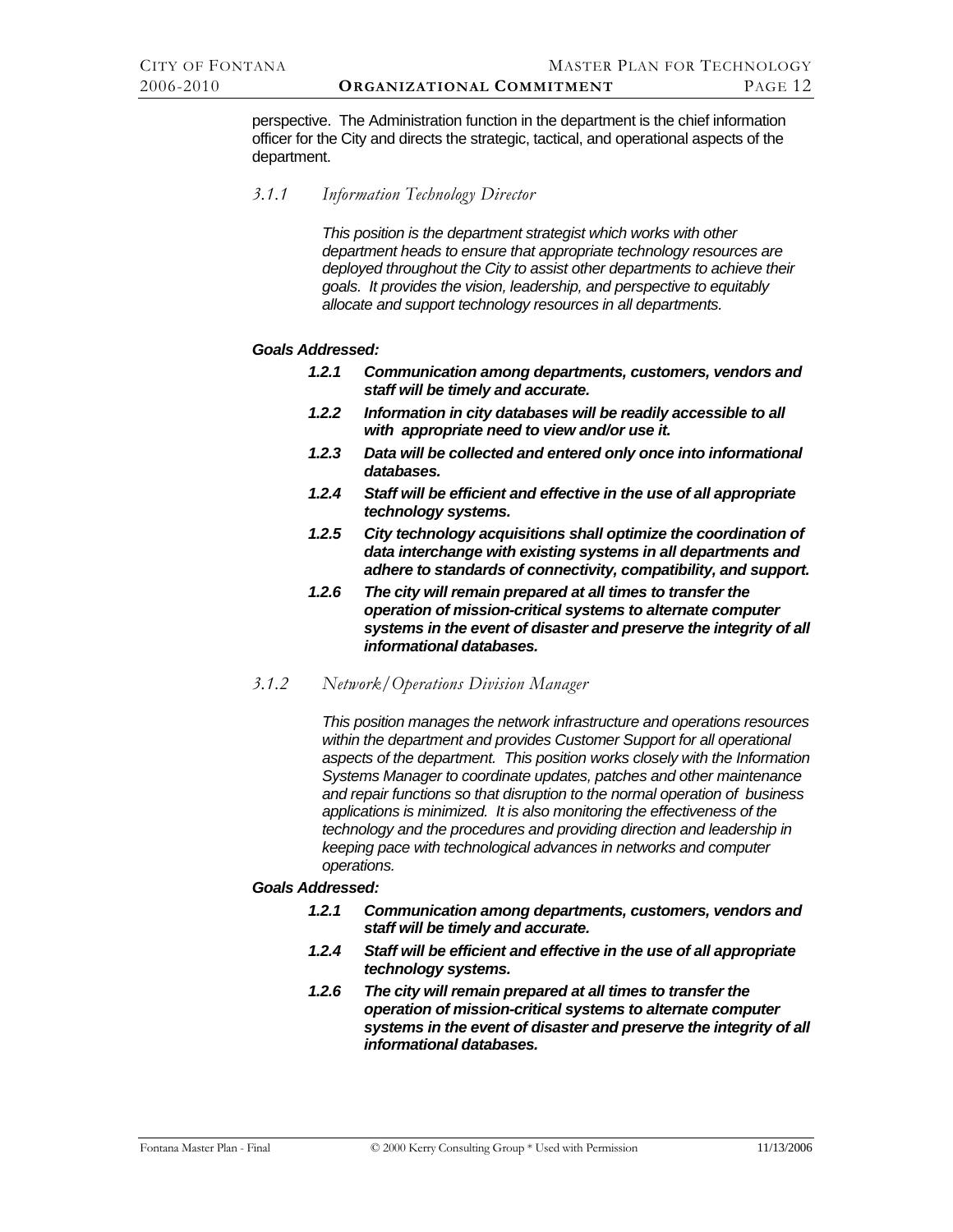perspective. The Administration function in the department is the chief information officer for the City and directs the strategic, tactical, and operational aspects of the department.

### *3.1.1 Information Technology Director*

*This position is the department strategist which works with other department heads to ensure that appropriate technology resources are deployed throughout the City to assist other departments to achieve their goals. It provides the vision, leadership, and perspective to equitably allocate and support technology resources in all departments.*

***Goals Addressed:***

- ***1.2.1 Communication among departments, customers, vendors and staff will be timely and accurate.***
- ***1.2.2 Information in city databases will be readily accessible to all with appropriate need to view and/or use it.***
- ***1.2.3 Data will be collected and entered only once into informational databases.***
- ***1.2.4 Staff will be efficient and effective in the use of all appropriate technology systems.***
- ***1.2.5 City technology acquisitions shall optimize the coordination of data interchange with existing systems in all departments and adhere to standards of connectivity, compatibility, and support.***
- ***1.2.6 The city will remain prepared at all times to transfer the operation of mission-critical systems to alternate computer systems in the event of disaster and preserve the integrity of all informational databases.***

### *3.1.2 Network/Operations Division Manager*

*This position manages the network infrastructure and operations resources within the department and provides Customer Support for all operational aspects of the department. This position works closely with the Information Systems Manager to coordinate updates, patches and other maintenance and repair functions so that disruption to the normal operation of business applications is minimized. It is also monitoring the effectiveness of the technology and the procedures and providing direction and leadership in keeping pace with technological advances in networks and computer operations.*

***Goals Addressed:***

- ***1.2.1 Communication among departments, customers, vendors and staff will be timely and accurate.***
- ***1.2.4 Staff will be efficient and effective in the use of all appropriate technology systems.***
- ***1.2.6 The city will remain prepared at all times to transfer the operation of mission-critical systems to alternate computer systems in the event of disaster and preserve the integrity of all informational databases.***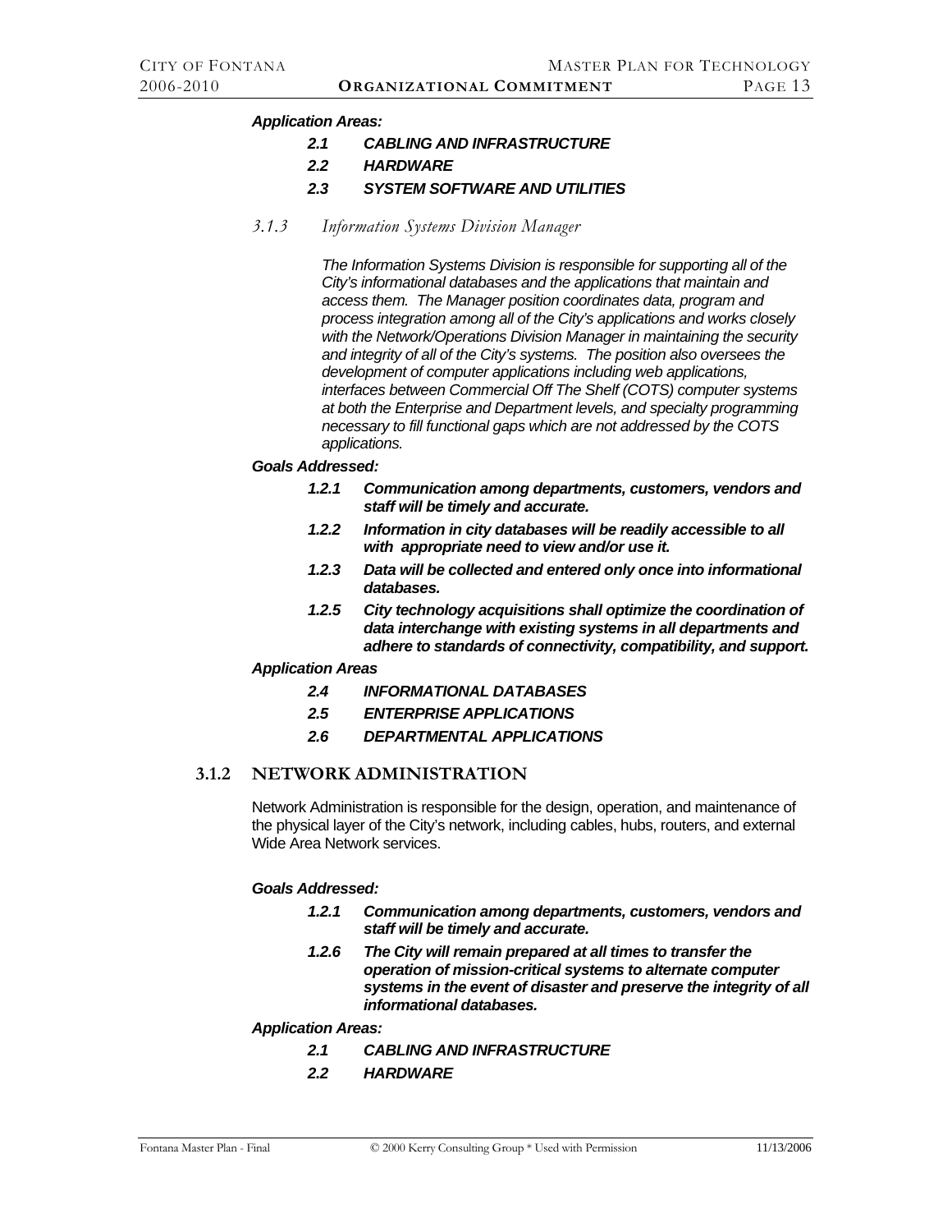***Application Areas:***

- ***2.1 CABLING AND INFRASTRUCTURE***
- ***2.2 HARDWARE***
- ***2.3 SYSTEM SOFTWARE AND UTILITIES***

#### *3.1.3 Information Systems Division Manager*

*The Information Systems Division is responsible for supporting all of the City's informational databases and the applications that maintain and access them. The Manager position coordinates data, program and process integration among all of the City's applications and works closely with the Network/Operations Division Manager in maintaining the security and integrity of all of the City's systems. The position also oversees the development of computer applications including web applications, interfaces between Commercial Off The Shelf (COTS) computer systems at both the Enterprise and Department levels, and specialty programming necessary to fill functional gaps which are not addressed by the COTS applications.*

***Goals Addressed:***

- ***1.2.1 Communication among departments, customers, vendors and staff will be timely and accurate.***
- ***1.2.2 Information in city databases will be readily accessible to all with appropriate need to view and/or use it.***
- ***1.2.3 Data will be collected and entered only once into informational databases.***
- ***1.2.5 City technology acquisitions shall optimize the coordination of data interchange with existing systems in all departments and adhere to standards of connectivity, compatibility, and support.***

***Application Areas***

- ***2.4 INFORMATIONAL DATABASES***
- ***2.5 ENTERPRISE APPLICATIONS***
- ***2.6 DEPARTMENTAL APPLICATIONS***

### 3.1.2 NETWORK ADMINISTRATION

Network Administration is responsible for the design, operation, and maintenance of the physical layer of the City's network, including cables, hubs, routers, and external Wide Area Network services.

***Goals Addressed:***

- ***1.2.1 Communication among departments, customers, vendors and staff will be timely and accurate.***
- ***1.2.6 The City will remain prepared at all times to transfer the operation of mission-critical systems to alternate computer systems in the event of disaster and preserve the integrity of all informational databases.***

***Application Areas:***

- ***2.1 CABLING AND INFRASTRUCTURE***
- ***2.2 HARDWARE***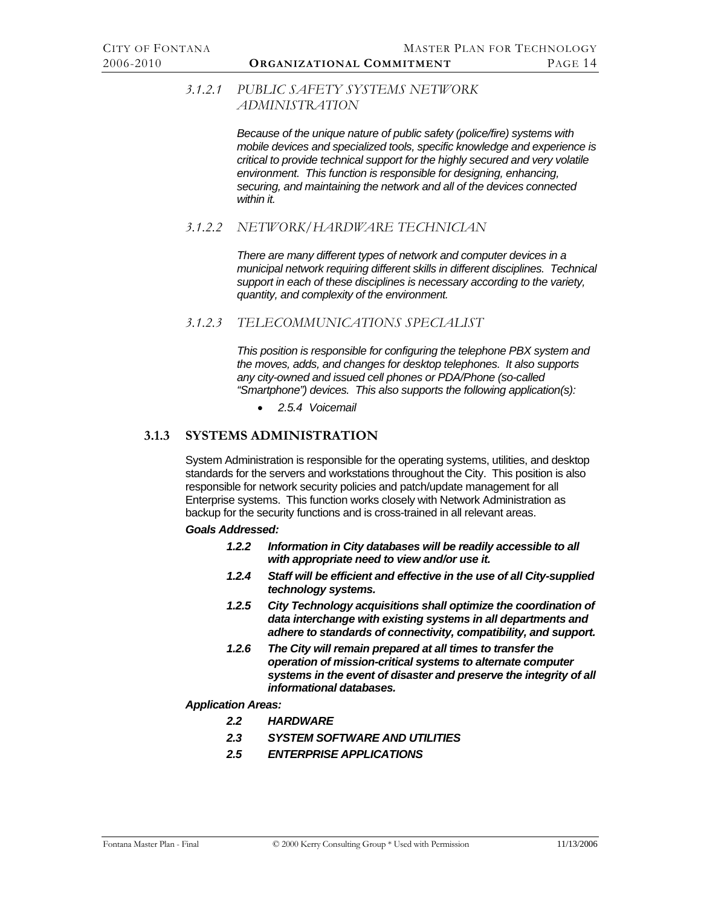#### 3.1.2.1 PUBLIC SAFETY SYSTEMS NETWORK ADMINISTRATION

*Because of the unique nature of public safety (police/fire) systems with mobile devices and specialized tools, specific knowledge and experience is critical to provide technical support for the highly secured and very volatile environment. This function is responsible for designing, enhancing, securing, and maintaining the network and all of the devices connected within it.*

#### 3.1.2.2 NETWORK/HARDWARE TECHNICIAN

*There are many different types of network and computer devices in a municipal network requiring different skills in different disciplines. Technical support in each of these disciplines is necessary according to the variety, quantity, and complexity of the environment.*

#### 3.1.2.3 TELECOMMUNICATIONS SPECIALIST

*This position is responsible for configuring the telephone PBX system and the moves, adds, and changes for desktop telephones. It also supports any city-owned and issued cell phones or PDA/Phone (so-called "Smartphone") devices. This also supports the following application(s):*

- *2.5.4 Voicemail*

### 3.1.3 SYSTEMS ADMINISTRATION

System Administration is responsible for the operating systems, utilities, and desktop standards for the servers and workstations throughout the City. This position is also responsible for network security policies and patch/update management for all Enterprise systems. This function works closely with Network Administration as backup for the security functions and is cross-trained in all relevant areas.

***Goals Addressed:***

- ***1.2.2 Information in City databases will be readily accessible to all with appropriate need to view and/or use it.***
- ***1.2.4 Staff will be efficient and effective in the use of all City-supplied technology systems.***
- ***1.2.5 City Technology acquisitions shall optimize the coordination of data interchange with existing systems in all departments and adhere to standards of connectivity, compatibility, and support.***
- ***1.2.6 The City will remain prepared at all times to transfer the operation of mission-critical systems to alternate computer systems in the event of disaster and preserve the integrity of all informational databases.***

***Application Areas:***

- ***2.2 HARDWARE***
- ***2.3 SYSTEM SOFTWARE AND UTILITIES***
- ***2.5 ENTERPRISE APPLICATIONS***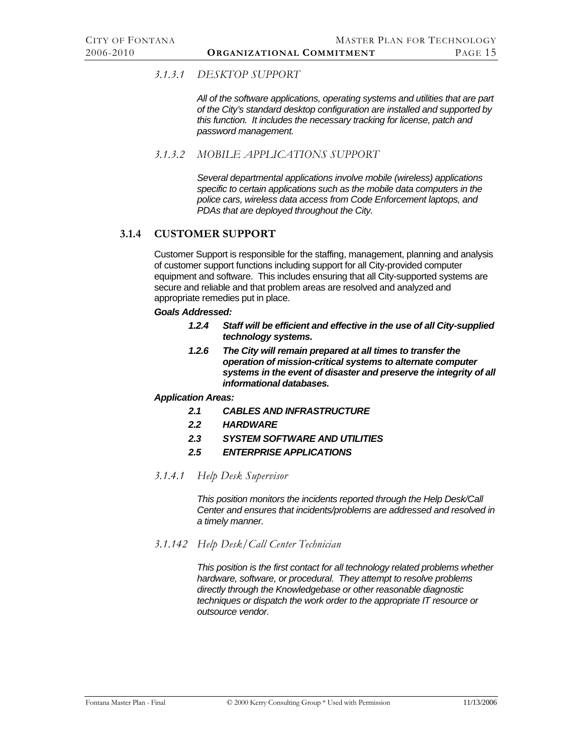#### *3.1.3.1 DESKTOP SUPPORT*

*All of the software applications, operating systems and utilities that are part of the City's standard desktop configuration are installed and supported by this function. It includes the necessary tracking for license, patch and password management.*

#### *3.1.3.2 MOBILE APPLICATIONS SUPPORT*

*Several departmental applications involve mobile (wireless) applications specific to certain applications such as the mobile data computers in the police cars, wireless data access from Code Enforcement laptops, and PDAs that are deployed throughout the City.*

### 3.1.4 CUSTOMER SUPPORT

Customer Support is responsible for the staffing, management, planning and analysis of customer support functions including support for all City-provided computer equipment and software. This includes ensuring that all City-supported systems are secure and reliable and that problem areas are resolved and analyzed and appropriate remedies put in place.

***Goals Addressed:***

- ***1.2.4 Staff will be efficient and effective in the use of all City-supplied technology systems.***
- ***1.2.6 The City will remain prepared at all times to transfer the operation of mission-critical systems to alternate computer systems in the event of disaster and preserve the integrity of all informational databases.***

***Application Areas:***

- ***2.1 CABLES AND INFRASTRUCTURE***
- ***2.2 HARDWARE***
- ***2.3 SYSTEM SOFTWARE AND UTILITIES***
- ***2.5 ENTERPRISE APPLICATIONS***

#### *3.1.4.1 Help Desk Supervisor*

*This position monitors the incidents reported through the Help Desk/Call Center and ensures that incidents/problems are addressed and resolved in a timely manner.*

#### *3.1.142 Help Desk/Call Center Technician*

*This position is the first contact for all technology related problems whether hardware, software, or procedural. They attempt to resolve problems directly through the Knowledgebase or other reasonable diagnostic techniques or dispatch the work order to the appropriate IT resource or outsource vendor.*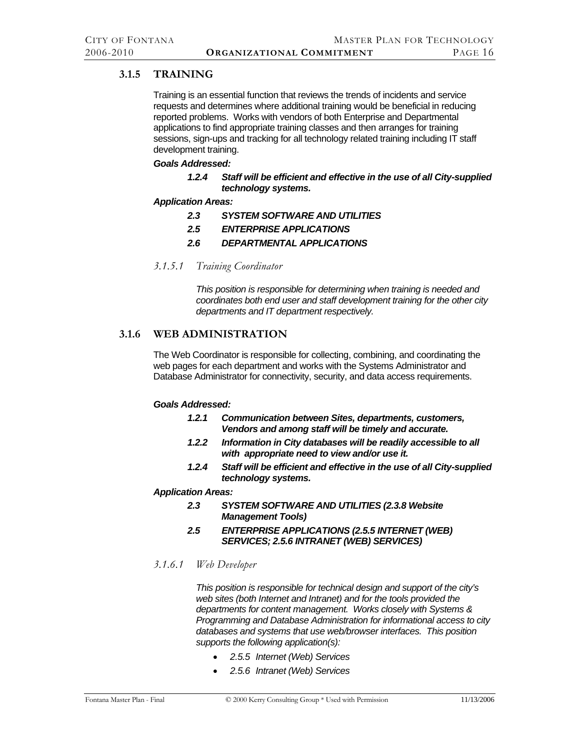### 3.1.5 TRAINING

Training is an essential function that reviews the trends of incidents and service requests and determines where additional training would be beneficial in reducing reported problems. Works with vendors of both Enterprise and Departmental applications to find appropriate training classes and then arranges for training sessions, sign-ups and tracking for all technology related training including IT staff development training.

***Goals Addressed:***

- ***1.2.4 Staff will be efficient and effective in the use of all City-supplied technology systems.***

***Application Areas:***

- ***2.3 SYSTEM SOFTWARE AND UTILITIES***
- ***2.5 ENTERPRISE APPLICATIONS***
- ***2.6 DEPARTMENTAL APPLICATIONS***

#### *3.1.5.1 Training Coordinator*

*This position is responsible for determining when training is needed and coordinates both end user and staff development training for the other city departments and IT department respectively.*

### 3.1.6 WEB ADMINISTRATION

The Web Coordinator is responsible for collecting, combining, and coordinating the web pages for each department and works with the Systems Administrator and Database Administrator for connectivity, security, and data access requirements.

***Goals Addressed:***

- ***1.2.1 Communication between Sites, departments, customers, Vendors and among staff will be timely and accurate.***
- ***1.2.2 Information in City databases will be readily accessible to all with appropriate need to view and/or use it.***
- ***1.2.4 Staff will be efficient and effective in the use of all City-supplied technology systems.***

***Application Areas:***

- ***2.3 SYSTEM SOFTWARE AND UTILITIES (2.3.8 Website Management Tools)***
- ***2.5 ENTERPRISE APPLICATIONS (2.5.5 INTERNET (WEB) SERVICES; 2.5.6 INTRANET (WEB) SERVICES)***

#### *3.1.6.1 Web Developer*

*This position is responsible for technical design and support of the city's web sites (both Internet and Intranet) and for the tools provided the departments for content management. Works closely with Systems & Programming and Database Administration for informational access to city databases and systems that use web/browser interfaces. This position supports the following application(s):*

- *2.5.5 Internet (Web) Services*
- *2.5.6 Intranet (Web) Services*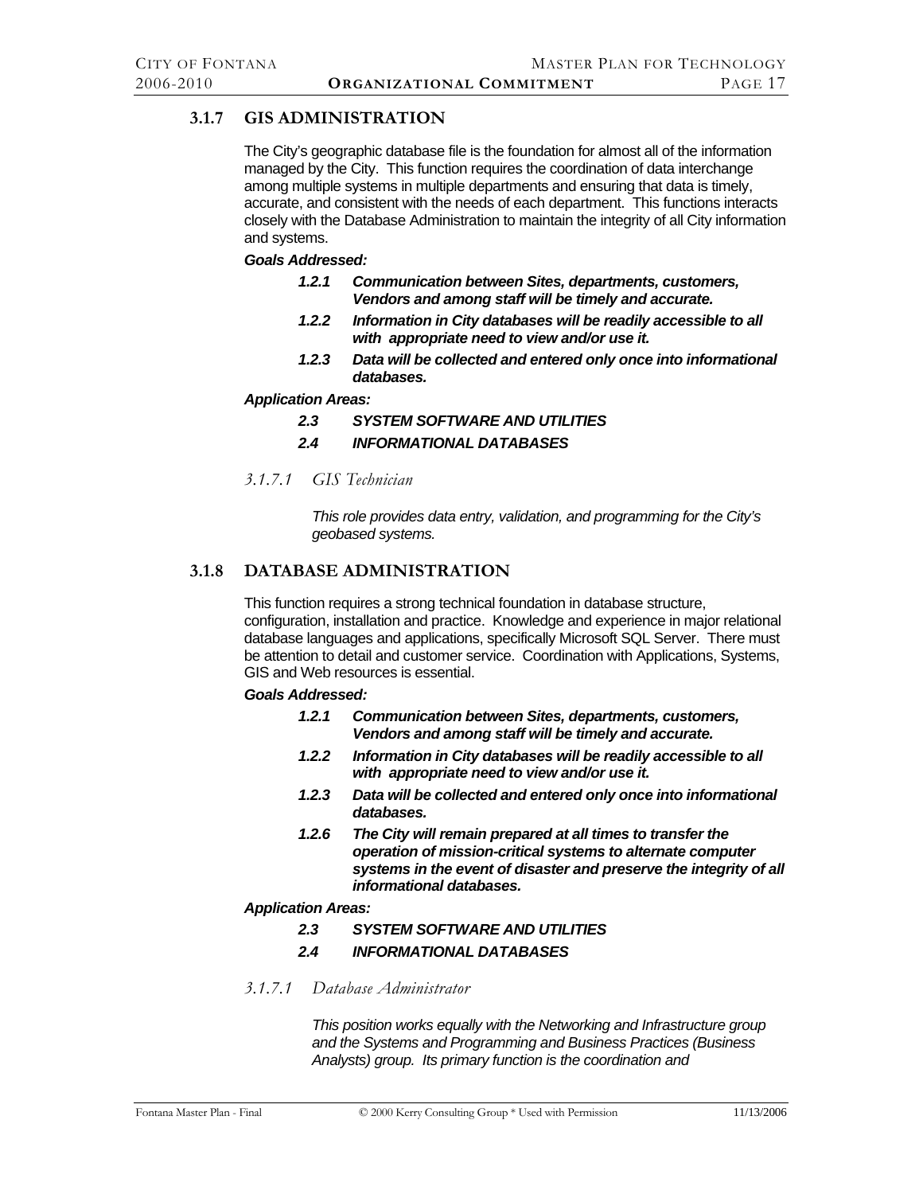### 3.1.7 GIS ADMINISTRATION

The City's geographic database file is the foundation for almost all of the information managed by the City. This function requires the coordination of data interchange among multiple systems in multiple departments and ensuring that data is timely, accurate, and consistent with the needs of each department. This functions interacts closely with the Database Administration to maintain the integrity of all City information and systems.

***Goals Addressed:***

- ***1.2.1 Communication between Sites, departments, customers, Vendors and among staff will be timely and accurate.***
- ***1.2.2 Information in City databases will be readily accessible to all with appropriate need to view and/or use it.***
- ***1.2.3 Data will be collected and entered only once into informational databases.***

***Application Areas:***

- ***2.3 SYSTEM SOFTWARE AND UTILITIES***
- ***2.4 INFORMATIONAL DATABASES***

#### *3.1.7.1 GIS Technician*

*This role provides data entry, validation, and programming for the City's geobased systems.*

### 3.1.8 DATABASE ADMINISTRATION

This function requires a strong technical foundation in database structure, configuration, installation and practice. Knowledge and experience in major relational database languages and applications, specifically Microsoft SQL Server. There must be attention to detail and customer service. Coordination with Applications, Systems, GIS and Web resources is essential.

***Goals Addressed:***

- ***1.2.1 Communication between Sites, departments, customers, Vendors and among staff will be timely and accurate.***
- ***1.2.2 Information in City databases will be readily accessible to all with appropriate need to view and/or use it.***
- ***1.2.3 Data will be collected and entered only once into informational databases.***
- ***1.2.6 The City will remain prepared at all times to transfer the operation of mission-critical systems to alternate computer systems in the event of disaster and preserve the integrity of all informational databases.***

***Application Areas:***

- ***2.3 SYSTEM SOFTWARE AND UTILITIES***
- ***2.4 INFORMATIONAL DATABASES***

#### *3.1.7.1 Database Administrator*

*This position works equally with the Networking and Infrastructure group and the Systems and Programming and Business Practices (Business Analysts) group. Its primary function is the coordination and*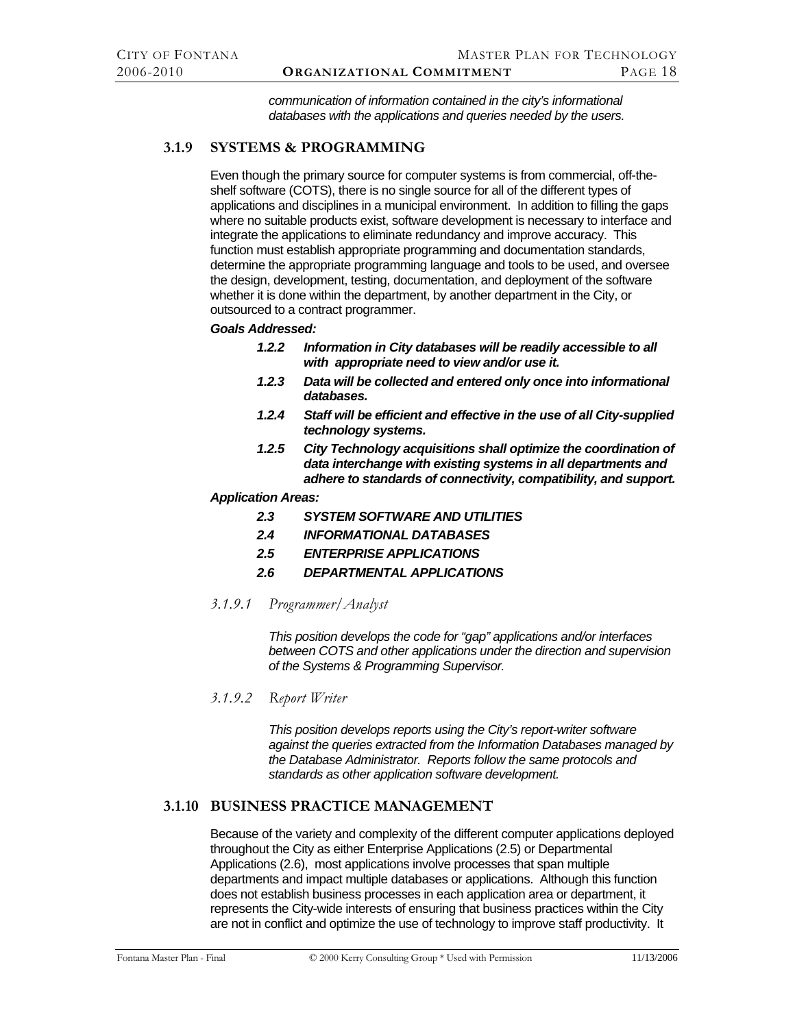*communication of information contained in the city's informational databases with the applications and queries needed by the users.*

### 3.1.9 SYSTEMS & PROGRAMMING

Even though the primary source for computer systems is from commercial, off-the-shelf software (COTS), there is no single source for all of the different types of applications and disciplines in a municipal environment. In addition to filling the gaps where no suitable products exist, software development is necessary to interface and integrate the applications to eliminate redundancy and improve accuracy. This function must establish appropriate programming and documentation standards, determine the appropriate programming language and tools to be used, and oversee the design, development, testing, documentation, and deployment of the software whether it is done within the department, by another department in the City, or outsourced to a contract programmer.

***Goals Addressed:***

- ***1.2.2 Information in City databases will be readily accessible to all with appropriate need to view and/or use it.***
- ***1.2.3 Data will be collected and entered only once into informational databases.***
- ***1.2.4 Staff will be efficient and effective in the use of all City-supplied technology systems.***
- ***1.2.5 City Technology acquisitions shall optimize the coordination of data interchange with existing systems in all departments and adhere to standards of connectivity, compatibility, and support.***

***Application Areas:***

- ***2.3 SYSTEM SOFTWARE AND UTILITIES***
- ***2.4 INFORMATIONAL DATABASES***
- ***2.5 ENTERPRISE APPLICATIONS***
- ***2.6 DEPARTMENTAL APPLICATIONS***

#### *3.1.9.1 Programmer/Analyst*

*This position develops the code for "gap" applications and/or interfaces between COTS and other applications under the direction and supervision of the Systems & Programming Supervisor.*

#### *3.1.9.2 Report Writer*

*This position develops reports using the City's report-writer software against the queries extracted from the Information Databases managed by the Database Administrator. Reports follow the same protocols and standards as other application software development.*

### 3.1.10 BUSINESS PRACTICE MANAGEMENT

Because of the variety and complexity of the different computer applications deployed throughout the City as either Enterprise Applications (2.5) or Departmental Applications (2.6), most applications involve processes that span multiple departments and impact multiple databases or applications. Although this function does not establish business processes in each application area or department, it represents the City-wide interests of ensuring that business practices within the City are not in conflict and optimize the use of technology to improve staff productivity. It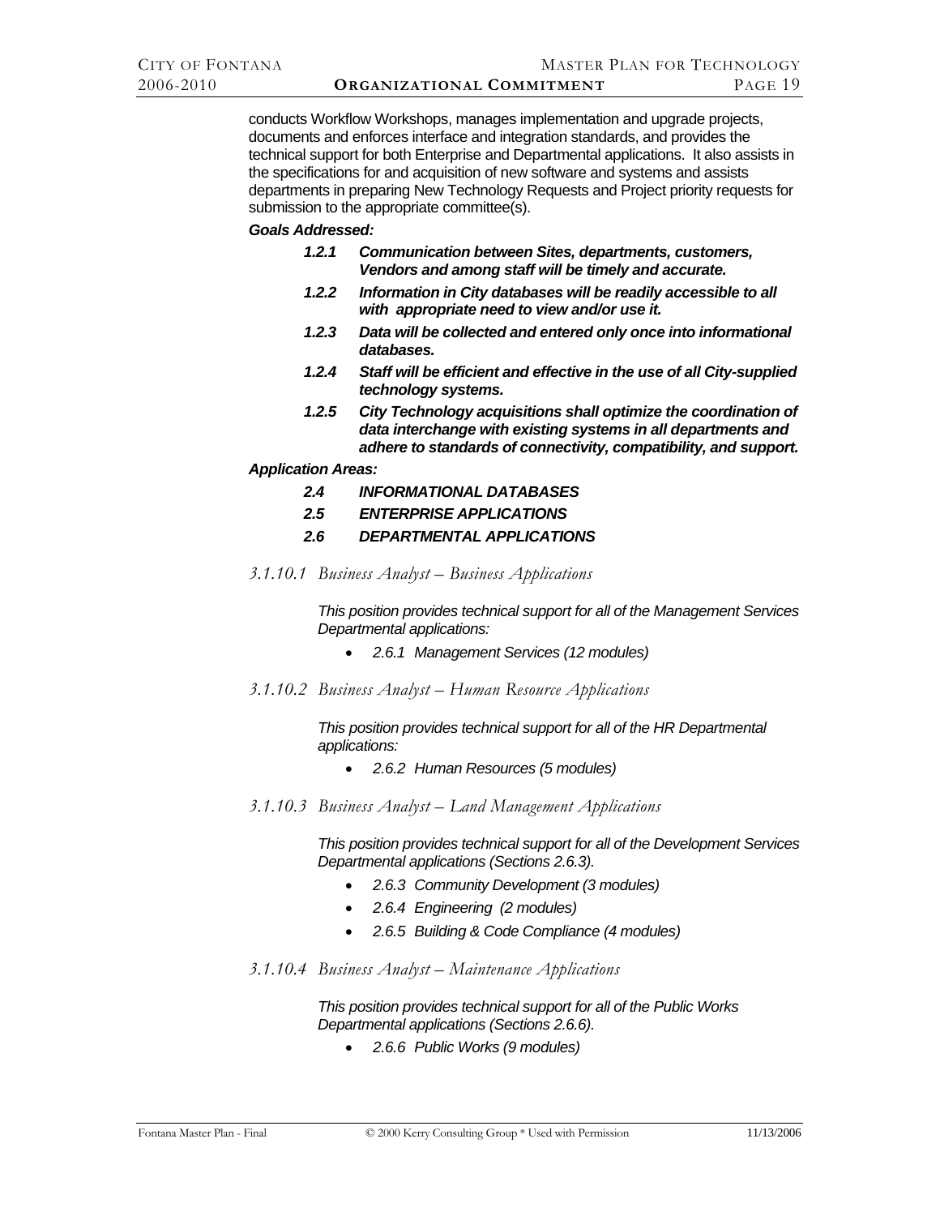conducts Workflow Workshops, manages implementation and upgrade projects, documents and enforces interface and integration standards, and provides the technical support for both Enterprise and Departmental applications. It also assists in the specifications for and acquisition of new software and systems and assists departments in preparing New Technology Requests and Project priority requests for submission to the appropriate committee(s).

***Goals Addressed:***

- ***1.2.1 Communication between Sites, departments, customers, Vendors and among staff will be timely and accurate.***
- ***1.2.2 Information in City databases will be readily accessible to all with appropriate need to view and/or use it.***
- ***1.2.3 Data will be collected and entered only once into informational databases.***
- ***1.2.4 Staff will be efficient and effective in the use of all City-supplied technology systems.***
- ***1.2.5 City Technology acquisitions shall optimize the coordination of data interchange with existing systems in all departments and adhere to standards of connectivity, compatibility, and support.***

***Application Areas:***

- ***2.4 INFORMATIONAL DATABASES***
- ***2.5 ENTERPRISE APPLICATIONS***
- ***2.6 DEPARTMENTAL APPLICATIONS***

#### *3.1.10.1 Business Analyst – Business Applications*

*This position provides technical support for all of the Management Services Departmental applications:*

- *2.6.1 Management Services (12 modules)*

#### *3.1.10.2 Business Analyst – Human Resource Applications*

*This position provides technical support for all of the HR Departmental applications:*

- *2.6.2 Human Resources (5 modules)*

#### *3.1.10.3 Business Analyst – Land Management Applications*

*This position provides technical support for all of the Development Services Departmental applications (Sections 2.6.3).*

- *2.6.3 Community Development (3 modules)*
- *2.6.4 Engineering (2 modules)*
- *2.6.5 Building & Code Compliance (4 modules)*

#### *3.1.10.4 Business Analyst – Maintenance Applications*

*This position provides technical support for all of the Public Works Departmental applications (Sections 2.6.6).*

- *2.6.6 Public Works (9 modules)*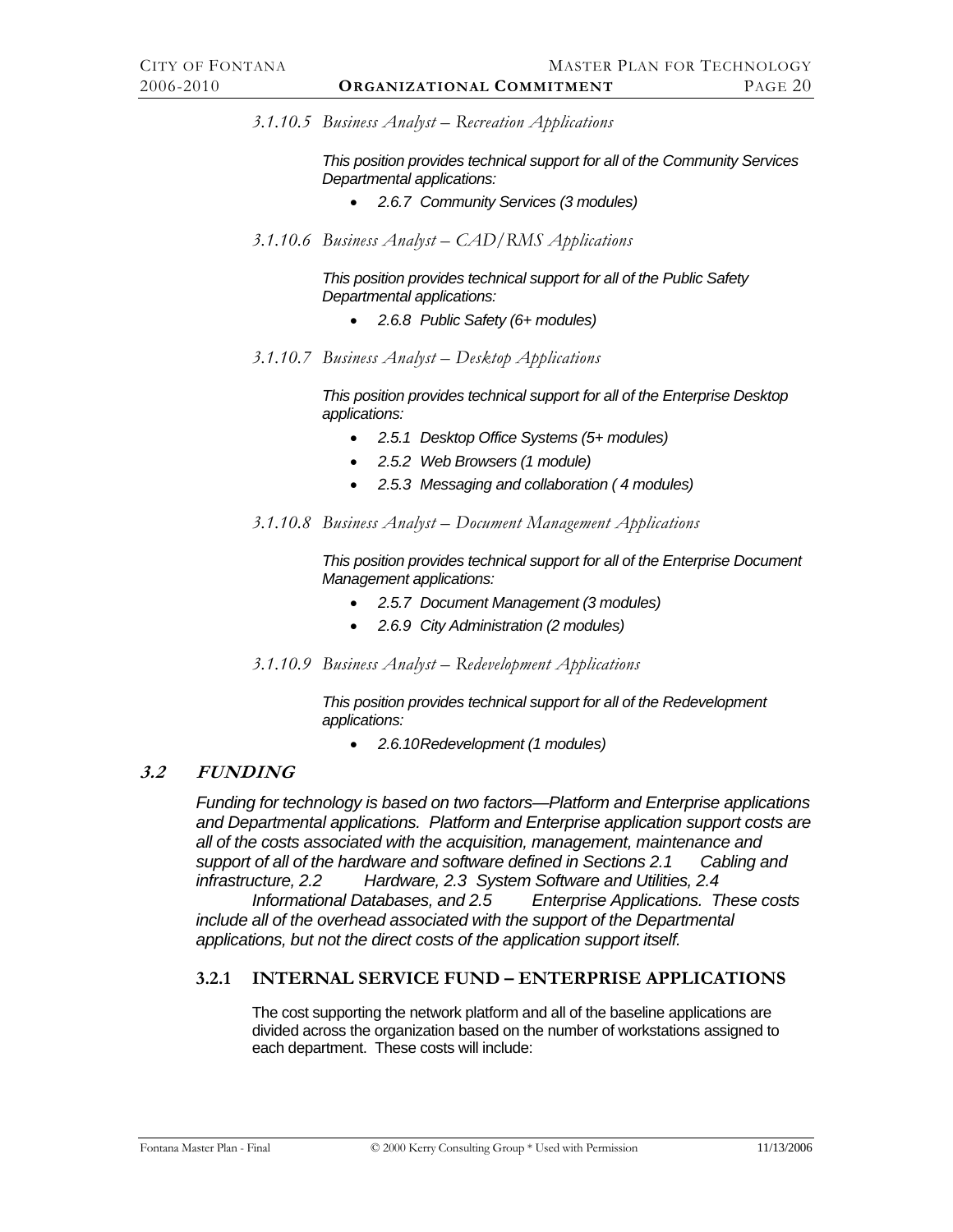#### *3.1.10.5 Business Analyst – Recreation Applications*

*This position provides technical support for all of the Community Services Departmental applications:*

- *2.6.7 Community Services (3 modules)*

#### *3.1.10.6 Business Analyst – CAD/RMS Applications*

*This position provides technical support for all of the Public Safety Departmental applications:*

- *2.6.8 Public Safety (6+ modules)*

#### *3.1.10.7 Business Analyst – Desktop Applications*

*This position provides technical support for all of the Enterprise Desktop applications:*

- *2.5.1 Desktop Office Systems (5+ modules)*
- *2.5.2 Web Browsers (1 module)*
- *2.5.3 Messaging and collaboration ( 4 modules)*

#### *3.1.10.8 Business Analyst – Document Management Applications*

*This position provides technical support for all of the Enterprise Document Management applications:*

- *2.5.7 Document Management (3 modules)*
- *2.6.9 City Administration (2 modules)*

#### *3.1.10.9 Business Analyst – Redevelopment Applications*

*This position provides technical support for all of the Redevelopment applications:*

- *2.6.10Redevelopment (1 modules)*

## *3.2 FUNDING*

*Funding for technology is based on two factors—Platform and Enterprise applications and Departmental applications. Platform and Enterprise application support costs are all of the costs associated with the acquisition, management, maintenance and support of all of the hardware and software defined in Sections 2.1 Cabling and infrastructure, 2.2 Hardware, 2.3 System Software and Utilities, 2.4 Informational Databases, and 2.5 Enterprise Applications. These costs include all of the overhead associated with the support of the Departmental applications, but not the direct costs of the application support itself.*

### 3.2.1 INTERNAL SERVICE FUND – ENTERPRISE APPLICATIONS

The cost supporting the network platform and all of the baseline applications are divided across the organization based on the number of workstations assigned to each department. These costs will include: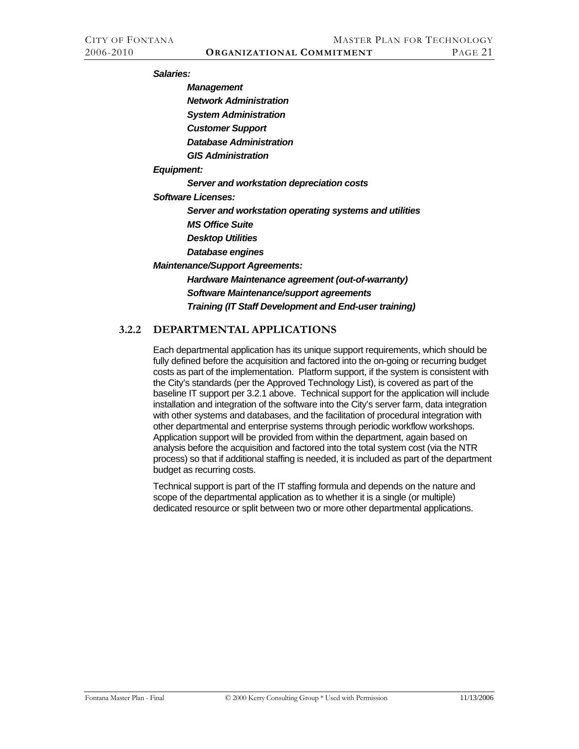***Salaries:***

- ***Management***
- ***Network Administration***
- ***System Administration***
- ***Customer Support***
- ***Database Administration***
- ***GIS Administration***

***Equipment:***

- ***Server and workstation depreciation costs***

***Software Licenses:***

- ***Server and workstation operating systems and utilities***
- ***MS Office Suite***
- ***Desktop Utilities***
- ***Database engines***

***Maintenance/Support Agreements:***

- ***Hardware Maintenance agreement (out-of-warranty)***
- ***Software Maintenance/support agreements***
- ***Training (IT Staff Development and End-user training)***

### 3.2.2 DEPARTMENTAL APPLICATIONS

Each departmental application has its unique support requirements, which should be fully defined before the acquisition and factored into the on-going or recurring budget costs as part of the implementation. Platform support, if the system is consistent with the City's standards (per the Approved Technology List), is covered as part of the baseline IT support per 3.2.1 above. Technical support for the application will include installation and integration of the software into the City's server farm, data integration with other systems and databases, and the facilitation of procedural integration with other departmental and enterprise systems through periodic workflow workshops. Application support will be provided from within the department, again based on analysis before the acquisition and factored into the total system cost (via the NTR process) so that if additional staffing is needed, it is included as part of the department budget as recurring costs.

Technical support is part of the IT staffing formula and depends on the nature and scope of the departmental application as to whether it is a single (or multiple) dedicated resource or split between two or more other departmental applications.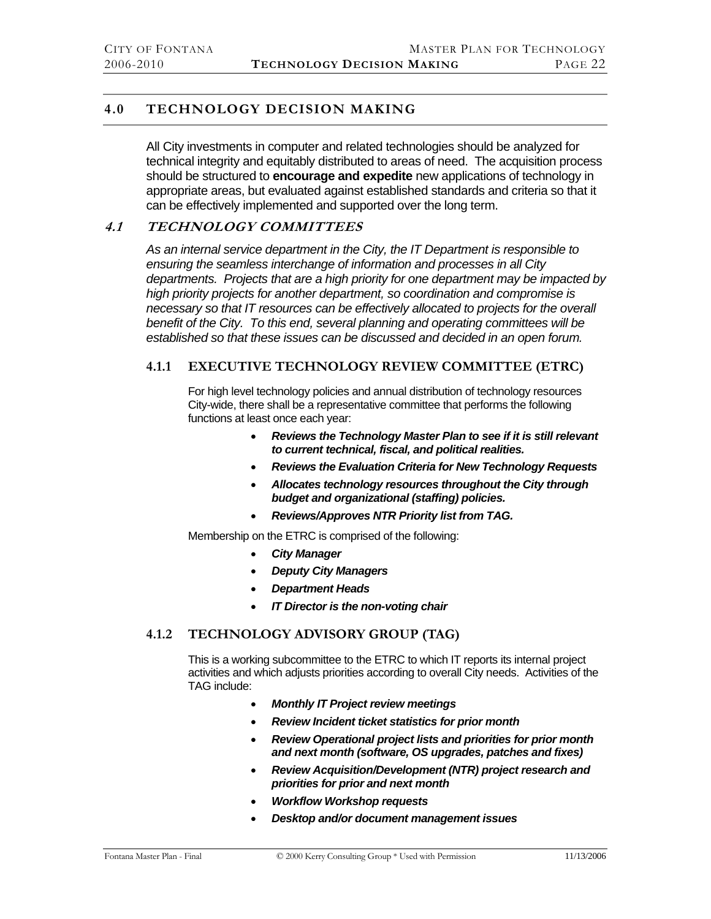## 4.0 TECHNOLOGY DECISION MAKING

All City investments in computer and related technologies should be analyzed for technical integrity and equitably distributed to areas of need. The acquisition process should be structured to **encourage and expedite** new applications of technology in appropriate areas, but evaluated against established standards and criteria so that it can be effectively implemented and supported over the long term.

### *4.1 TECHNOLOGY COMMITTEES*

*As an internal service department in the City, the IT Department is responsible to ensuring the seamless interchange of information and processes in all City departments. Projects that are a high priority for one department may be impacted by high priority projects for another department, so coordination and compromise is necessary so that IT resources can be effectively allocated to projects for the overall benefit of the City. To this end, several planning and operating committees will be established so that these issues can be discussed and decided in an open forum.*

#### 4.1.1 EXECUTIVE TECHNOLOGY REVIEW COMMITTEE (ETRC)

For high level technology policies and annual distribution of technology resources City-wide, there shall be a representative committee that performs the following functions at least once each year:

- ***Reviews the Technology Master Plan to see if it is still relevant to current technical, fiscal, and political realities.***
- ***Reviews the Evaluation Criteria for New Technology Requests***
- ***Allocates technology resources throughout the City through budget and organizational (staffing) policies.***
- ***Reviews/Approves NTR Priority list from TAG.***

Membership on the ETRC is comprised of the following:

- ***City Manager***
- ***Deputy City Managers***
- ***Department Heads***
- ***IT Director is the non-voting chair***

#### 4.1.2 TECHNOLOGY ADVISORY GROUP (TAG)

This is a working subcommittee to the ETRC to which IT reports its internal project activities and which adjusts priorities according to overall City needs. Activities of the TAG include:

- ***Monthly IT Project review meetings***
- ***Review Incident ticket statistics for prior month***
- ***Review Operational project lists and priorities for prior month and next month (software, OS upgrades, patches and fixes)***
- ***Review Acquisition/Development (NTR) project research and priorities for prior and next month***
- ***Workflow Workshop requests***
- ***Desktop and/or document management issues***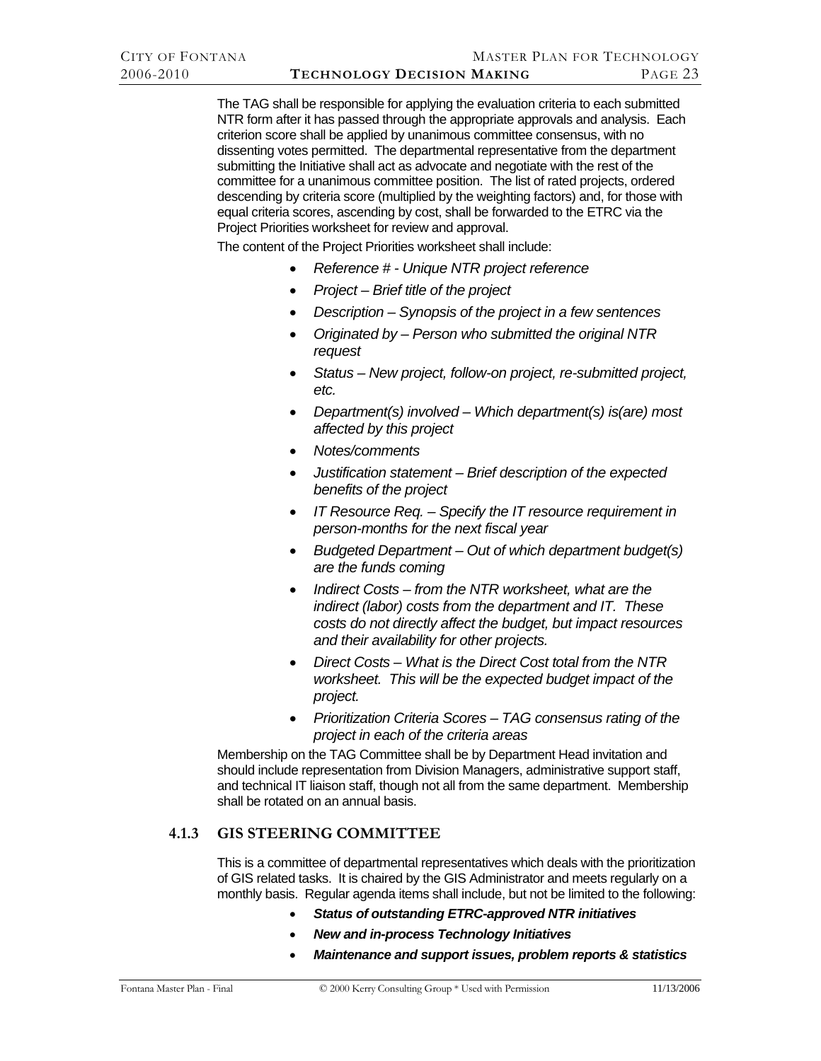The TAG shall be responsible for applying the evaluation criteria to each submitted NTR form after it has passed through the appropriate approvals and analysis. Each criterion score shall be applied by unanimous committee consensus, with no dissenting votes permitted. The departmental representative from the department submitting the Initiative shall act as advocate and negotiate with the rest of the committee for a unanimous committee position. The list of rated projects, ordered descending by criteria score (multiplied by the weighting factors) and, for those with equal criteria scores, ascending by cost, shall be forwarded to the ETRC via the Project Priorities worksheet for review and approval.

The content of the Project Priorities worksheet shall include:

- *Reference # - Unique NTR project reference*
- *Project – Brief title of the project*
- *Description – Synopsis of the project in a few sentences*
- *Originated by – Person who submitted the original NTR request*
- *Status – New project, follow-on project, re-submitted project, etc.*
- *Department(s) involved – Which department(s) is(are) most affected by this project*
- *Notes/comments*
- *Justification statement – Brief description of the expected benefits of the project*
- *IT Resource Req. – Specify the IT resource requirement in person-months for the next fiscal year*
- *Budgeted Department – Out of which department budget(s) are the funds coming*
- *Indirect Costs – from the NTR worksheet, what are the indirect (labor) costs from the department and IT. These costs do not directly affect the budget, but impact resources and their availability for other projects.*
- *Direct Costs – What is the Direct Cost total from the NTR worksheet. This will be the expected budget impact of the project.*
- *Prioritization Criteria Scores – TAG consensus rating of the project in each of the criteria areas*

Membership on the TAG Committee shall be by Department Head invitation and should include representation from Division Managers, administrative support staff, and technical IT liaison staff, though not all from the same department. Membership shall be rotated on an annual basis.

### 4.1.3 GIS STEERING COMMITTEE

This is a committee of departmental representatives which deals with the prioritization of GIS related tasks. It is chaired by the GIS Administrator and meets regularly on a monthly basis. Regular agenda items shall include, but not be limited to the following:

- ***Status of outstanding ETRC-approved NTR initiatives***
- ***New and in-process Technology Initiatives***
- ***Maintenance and support issues, problem reports & statistics***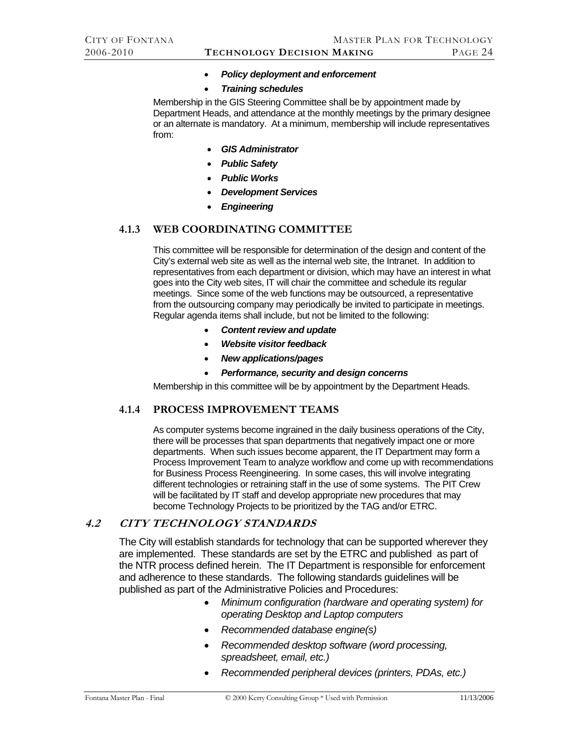- ***Policy deployment and enforcement***
- ***Training schedules***

Membership in the GIS Steering Committee shall be by appointment made by Department Heads, and attendance at the monthly meetings by the primary designee or an alternate is mandatory. At a minimum, membership will include representatives from:

- ***GIS Administrator***
- ***Public Safety***
- ***Public Works***
- ***Development Services***
- ***Engineering***

### 4.1.3 WEB COORDINATING COMMITTEE

This committee will be responsible for determination of the design and content of the City's external web site as well as the internal web site, the Intranet. In addition to representatives from each department or division, which may have an interest in what goes into the City web sites, IT will chair the committee and schedule its regular meetings. Since some of the web functions may be outsourced, a representative from the outsourcing company may periodically be invited to participate in meetings. Regular agenda items shall include, but not be limited to the following:

- ***Content review and update***
- ***Website visitor feedback***
- ***New applications/pages***
- ***Performance, security and design concerns***

Membership in this committee will be by appointment by the Department Heads.

### 4.1.4 PROCESS IMPROVEMENT TEAMS

As computer systems become ingrained in the daily business operations of the City, there will be processes that span departments that negatively impact one or more departments. When such issues become apparent, the IT Department may form a Process Improvement Team to analyze workflow and come up with recommendations for Business Process Reengineering. In some cases, this will involve integrating different technologies or retraining staff in the use of some systems. The PIT Crew will be facilitated by IT staff and develop appropriate new procedures that may become Technology Projects to be prioritized by the TAG and/or ETRC.

## *4.2 CITY TECHNOLOGY STANDARDS*

The City will establish standards for technology that can be supported wherever they are implemented. These standards are set by the ETRC and published as part of the NTR process defined herein. The IT Department is responsible for enforcement and adherence to these standards. The following standards guidelines will be published as part of the Administrative Policies and Procedures:

- *Minimum configuration (hardware and operating system) for operating Desktop and Laptop computers*
- *Recommended database engine(s)*
- *Recommended desktop software (word processing, spreadsheet, email, etc.)*
- *Recommended peripheral devices (printers, PDAs, etc.)*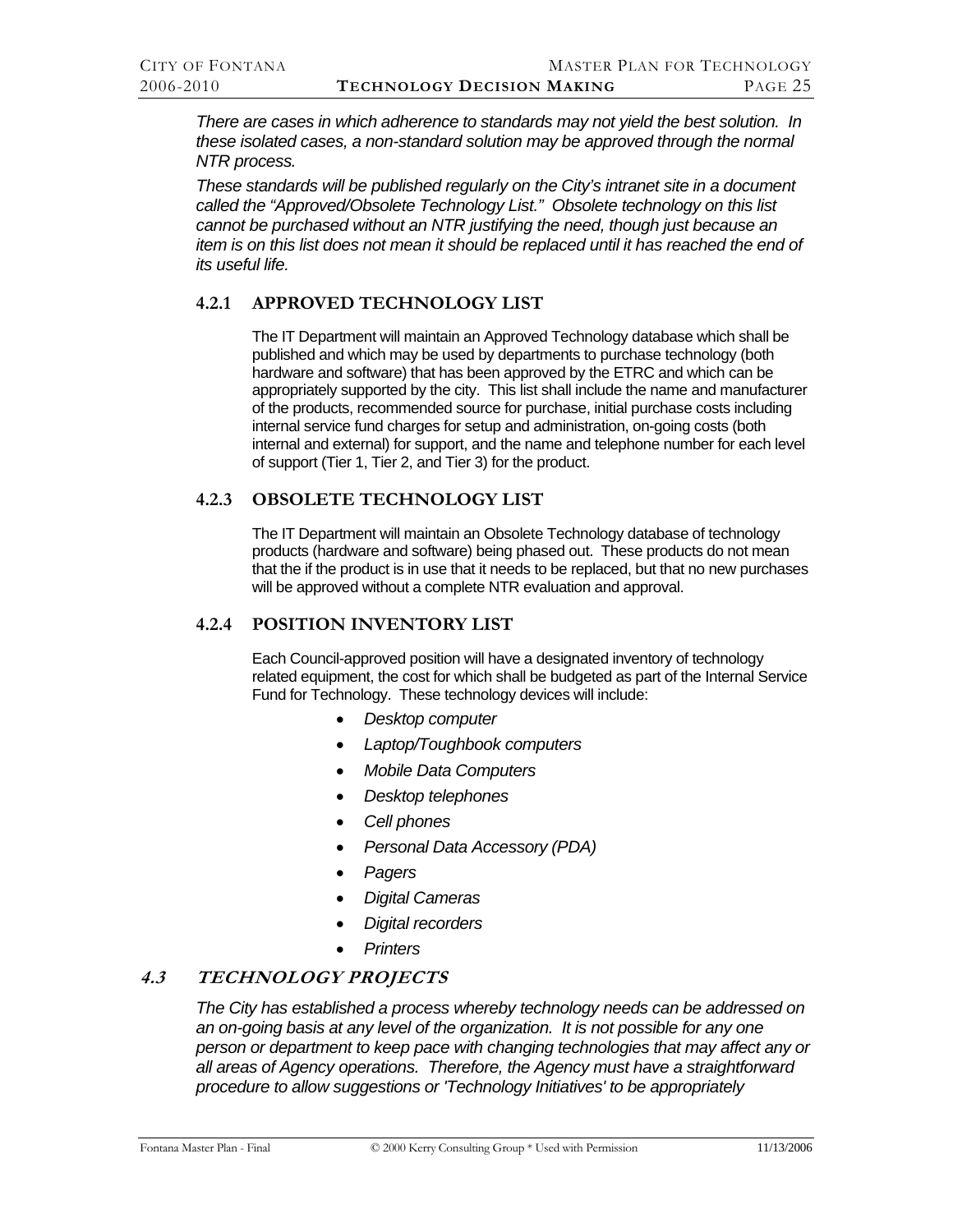*There are cases in which adherence to standards may not yield the best solution. In these isolated cases, a non-standard solution may be approved through the normal NTR process.*

*These standards will be published regularly on the City's intranet site in a document called the "Approved/Obsolete Technology List." Obsolete technology on this list cannot be purchased without an NTR justifying the need, though just because an item is on this list does not mean it should be replaced until it has reached the end of its useful life.*

### 4.2.1 APPROVED TECHNOLOGY LIST

The IT Department will maintain an Approved Technology database which shall be published and which may be used by departments to purchase technology (both hardware and software) that has been approved by the ETRC and which can be appropriately supported by the city. This list shall include the name and manufacturer of the products, recommended source for purchase, initial purchase costs including internal service fund charges for setup and administration, on-going costs (both internal and external) for support, and the name and telephone number for each level of support (Tier 1, Tier 2, and Tier 3) for the product.

### 4.2.3 OBSOLETE TECHNOLOGY LIST

The IT Department will maintain an Obsolete Technology database of technology products (hardware and software) being phased out. These products do not mean that the if the product is in use that it needs to be replaced, but that no new purchases will be approved without a complete NTR evaluation and approval.

### 4.2.4 POSITION INVENTORY LIST

Each Council-approved position will have a designated inventory of technology related equipment, the cost for which shall be budgeted as part of the Internal Service Fund for Technology. These technology devices will include:

- *Desktop computer*
- *Laptop/Toughbook computers*
- *Mobile Data Computers*
- *Desktop telephones*
- *Cell phones*
- *Personal Data Accessory (PDA)*
- *Pagers*
- *Digital Cameras*
- *Digital recorders*
- *Printers*

## *4.3 TECHNOLOGY PROJECTS*

*The City has established a process whereby technology needs can be addressed on an on-going basis at any level of the organization. It is not possible for any one person or department to keep pace with changing technologies that may affect any or all areas of Agency operations. Therefore, the Agency must have a straightforward procedure to allow suggestions or 'Technology Initiatives' to be appropriately*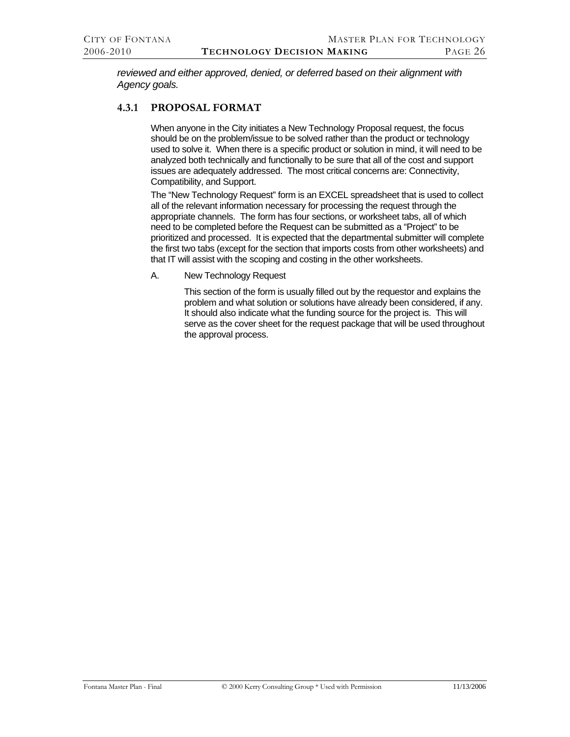*reviewed and either approved, denied, or deferred based on their alignment with Agency goals.*

### 4.3.1 PROPOSAL FORMAT

When anyone in the City initiates a New Technology Proposal request, the focus should be on the problem/issue to be solved rather than the product or technology used to solve it. When there is a specific product or solution in mind, it will need to be analyzed both technically and functionally to be sure that all of the cost and support issues are adequately addressed. The most critical concerns are: Connectivity, Compatibility, and Support.

The "New Technology Request" form is an EXCEL spreadsheet that is used to collect all of the relevant information necessary for processing the request through the appropriate channels. The form has four sections, or worksheet tabs, all of which need to be completed before the Request can be submitted as a "Project" to be prioritized and processed. It is expected that the departmental submitter will complete the first two tabs (except for the section that imports costs from other worksheets) and that IT will assist with the scoping and costing in the other worksheets.

A. New Technology Request

This section of the form is usually filled out by the requestor and explains the problem and what solution or solutions have already been considered, if any. It should also indicate what the funding source for the project is. This will serve as the cover sheet for the request package that will be used throughout the approval process.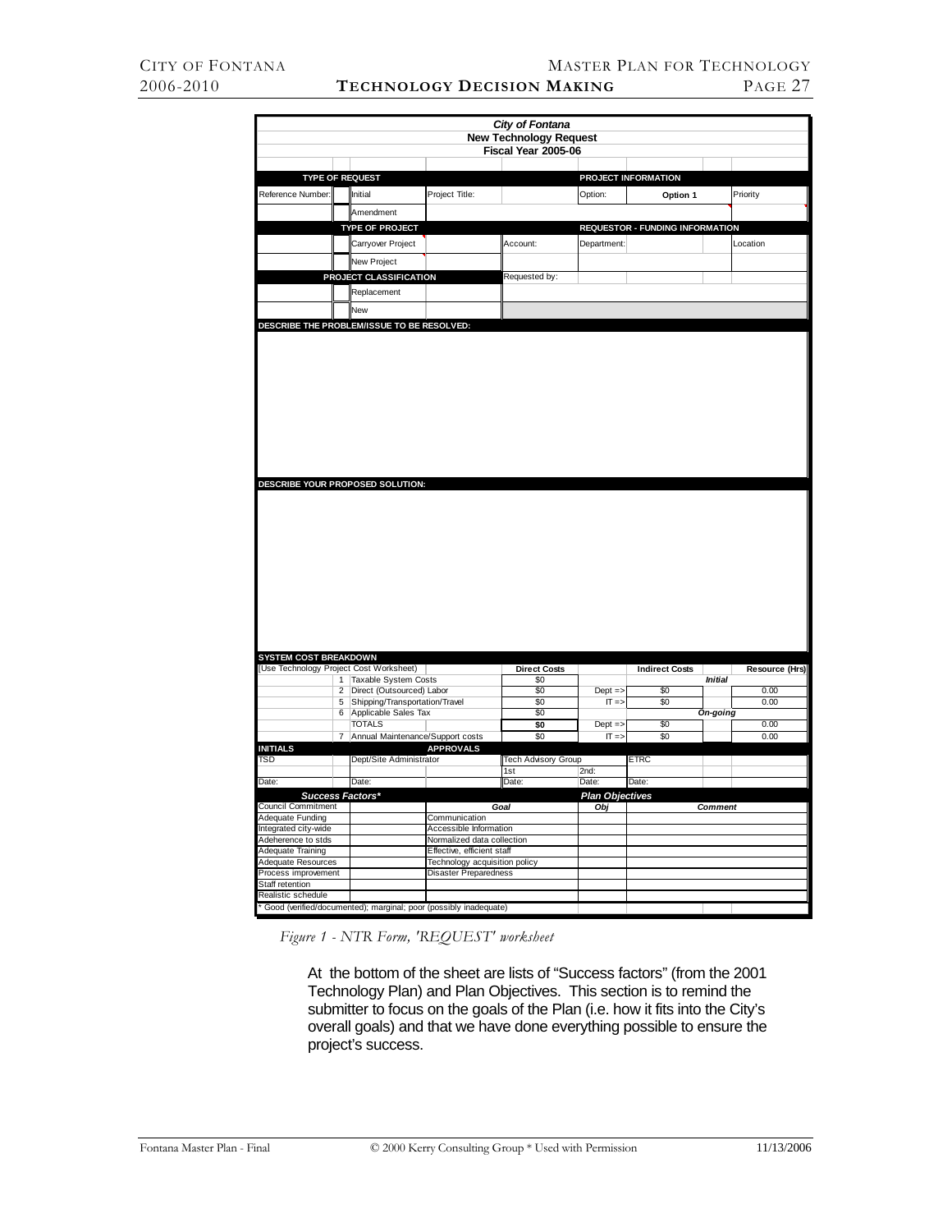**City of Fontana**
**New Technology Request**
**Fiscal Year 2005-06**

| TYPE OF REQUEST | | | | PROJECT INFORMATION | | | |
|---|---|---|---|---|---|---|---|
| Reference Number: | | Initial | Project Title: | | Option: | Option 1 | Priority |
| | | Amendment | | | | | |
| | | TYPE OF PROJECT | | | REQUESTOR - FUNDING INFORMATION | | |
| | | Carryover Project | | Account: | Department: | | Location |
| | | New Project | | | | | |
| | | PROJECT CLASSIFICATION | | Requested by: | | | |
| | | Replacement | | | | | |
| | | New | | | | | |

**DESCRIBE THE PROBLEM/ISSUE TO BE RESOLVED:**

**DESCRIBE YOUR PROPOSED SOLUTION:**

**SYSTEM COST BREAKDOWN**

| (Use Technology Project Cost Worksheet) | | | Direct Costs | | Indirect Costs | | Resource (Hrs) |
|---|---|---|---|---|---|---|---|
| | 1 | Taxable System Costs | $0 | | | *Initial* | |
| | 2 | Direct (Outsourced) Labor | $0 | Dept => | $0 | | 0.00 |
| | 5 | Shipping/Transportation/Travel | $0 | IT => | $0 | | 0.00 |
| | 6 | Applicable Sales Tax | $0 | | | *On-going* | |
| | | TOTALS | **$0** | Dept => | $0 | | 0.00 |
| | 7 | Annual Maintenance/Support costs | $0 | IT => | $0 | | 0.00 |

| INITIALS | APPROVALS | | | |
|---|---|---|---|---|
| TSD | Dept/Site Administrator | Tech Advisory Group | | ETRC |
| | | 1st | 2nd: | |
| Date: | Date: | Date: | Date: | Date: |

| *Success Factors** | | *Plan Objectives* | | |
|---|---|---|---|---|
| Council Commitment | | *Goal* | *Obj* | *Comment* |
| Adequate Funding | | Communication | | |
| Integrated city-wide | | Accessible Information | | |
| Adeherence to stds | | Normalized data collection | | |
| Adequate Training | | Effective, efficient staff | | |
| Adequate Resources | | Technology acquisition policy | | |
| Process improvement | | Disaster Preparedness | | |
| Staff retention | | | | |
| Realistic schedule | | | | |

\* Good (verified/documented); marginal; poor (possibly inadequate)

*Figure 1 - NTR Form, 'REQUEST' worksheet*

At the bottom of the sheet are lists of "Success factors" (from the 2001 Technology Plan) and Plan Objectives. This section is to remind the submitter to focus on the goals of the Plan (i.e. how it fits into the City's overall goals) and that we have done everything possible to ensure the project's success.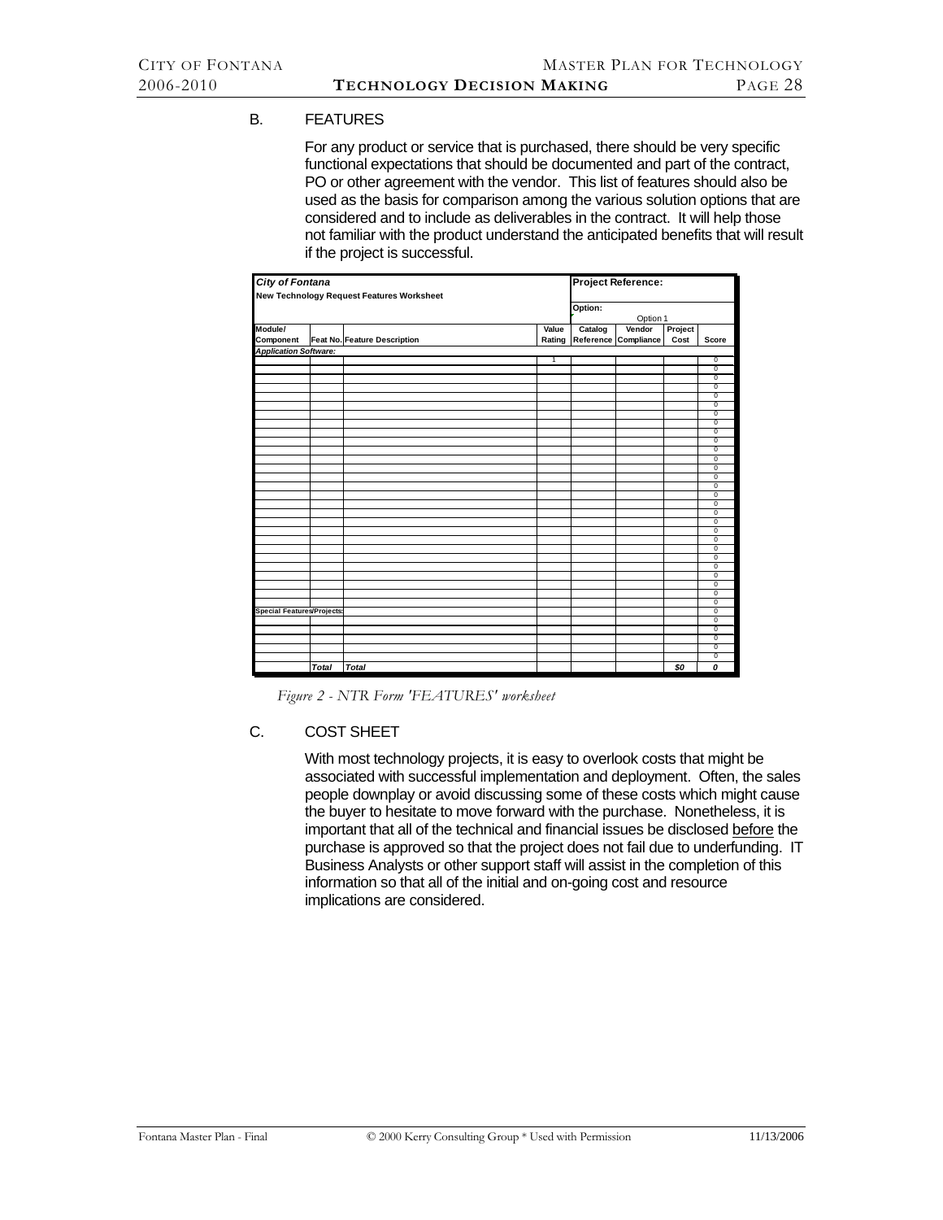## B. FEATURES

For any product or service that is purchased, there should be very specific functional expectations that should be documented and part of the contract, PO or other agreement with the vendor. This list of features should also be used as the basis for comparison among the various solution options that are considered and to include as deliverables in the contract. It will help those not familiar with the product understand the anticipated benefits that will result if the project is successful.

| *City of Fontana* | | | | Project Reference: | | | |
|---|---|---|---|---|---|---|---|
| New Technology Request Features Worksheet | | | | | | | |
| | | | | Option: | Option 1 | | |
| Module/ Component | Feat No. | Feature Description | Value Rating | Catalog Reference | Vendor Compliance | Project Cost | Score |
| *Application Software:* | | | | | | | |
| | | | 1 | | | | 0 |
| | | | | | | | 0 |
| | | | | | | | 0 |
| | | | | | | | 0 |
| | | | | | | | 0 |
| | | | | | | | 0 |
| | | | | | | | 0 |
| | | | | | | | 0 |
| | | | | | | | 0 |
| | | | | | | | 0 |
| | | | | | | | 0 |
| | | | | | | | 0 |
| | | | | | | | 0 |
| | | | | | | | 0 |
| | | | | | | | 0 |
| | | | | | | | 0 |
| | | | | | | | 0 |
| | | | | | | | 0 |
| | | | | | | | 0 |
| | | | | | | | 0 |
| | | | | | | | 0 |
| | | | | | | | 0 |
| | | | | | | | 0 |
| | | | | | | | 0 |
| | | | | | | | 0 |
| | | | | | | | 0 |
| | | | | | | | 0 |
| | | | | | | | 0 |
| | | | | | | | 0 |
| **Special Features/Projects:** | | | | | | | 0 |
| | | | | | | | 0 |
| | | | | | | | 0 |
| | | | | | | | 0 |
| | | | | | | | 0 |
| | | | | | | | 0 |
| | *Total* | *Total* | | | | *$0* | *0* |

*Figure 2 - NTR Form 'FEATURES' worksheet*

## C. COST SHEET

With most technology projects, it is easy to overlook costs that might be associated with successful implementation and deployment. Often, the sales people downplay or avoid discussing some of these costs which might cause the buyer to hesitate to move forward with the purchase. Nonetheless, it is important that all of the technical and financial issues be disclosed before the purchase is approved so that the project does not fail due to underfunding. IT Business Analysts or other support staff will assist in the completion of this information so that all of the initial and on-going cost and resource implications are considered.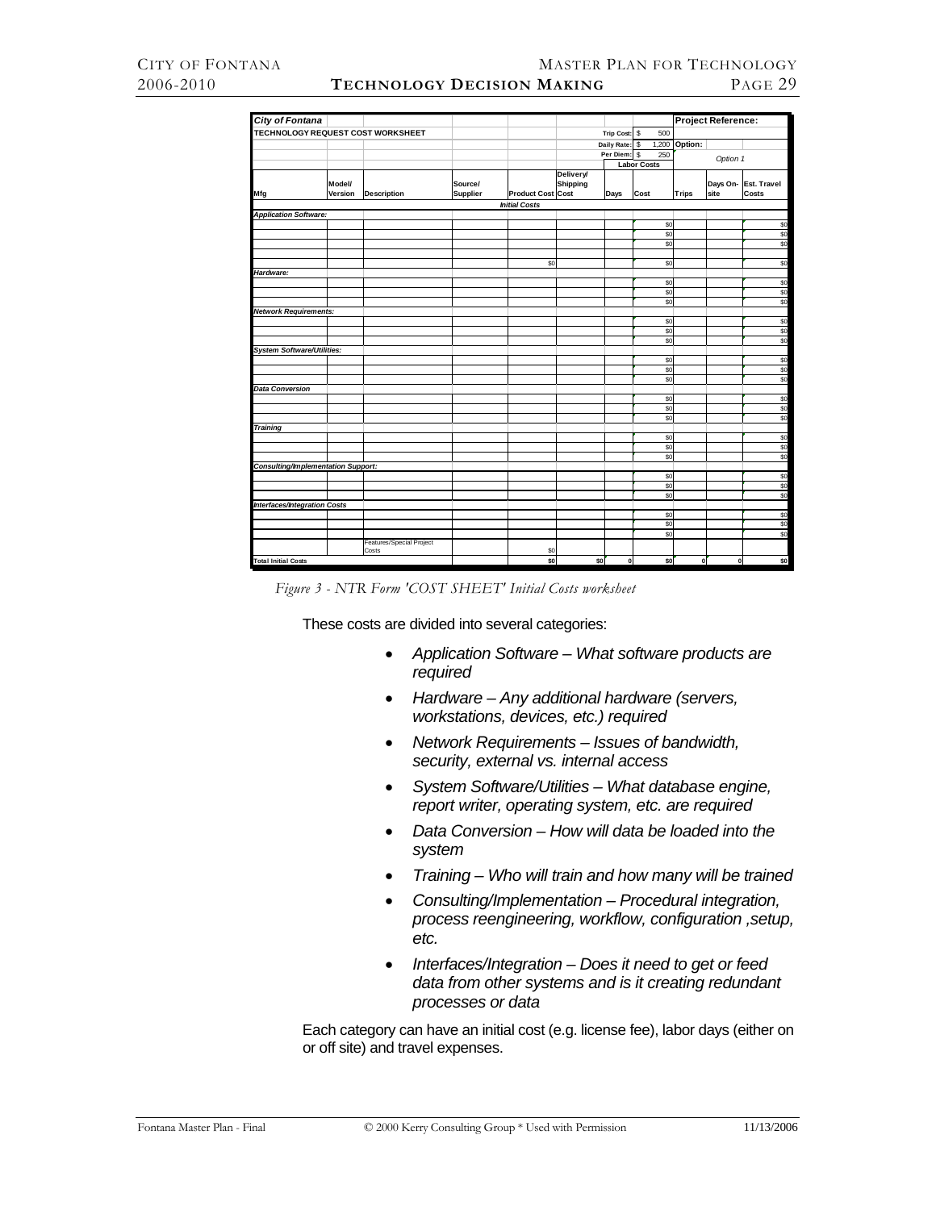| City of Fontana | | | | | | | | Project Reference: | | |
|---|---|---|---|---|---|---|---|---|---|---|
| TECHNOLOGY REQUEST COST WORKSHEET | | | | | | Trip Cost: | $ 500 | | | |
| | | | | | | Daily Rate: | $ 1,200 | Option: | | |
| | | | | | | Per Diem: | $ 250 | Option 1 | | |
| | | | | | | Labor Costs | | | | |
| Mfg | Model/ Version | Description | Source/ Supplier | Product Cost | Delivery/ Shipping Cost | Days | Cost | Trips | Days On-site | Est. Travel Costs |
| | | | | Initial Costs | | | | | | |
| Application Software: | | | | | | | | | | |
| | | | | | | | $0 | | | $0 |
| | | | | | | | $0 | | | $0 |
| | | | | | | | $0 | | | $0 |
| | | | | | | | | | | |
| | | | | $0 | | | $0 | | | $0 |
| Hardware: | | | | | | | | | | |
| | | | | | | | $0 | | | $0 |
| | | | | | | | $0 | | | $0 |
| | | | | | | | $0 | | | $0 |
| Network Requirements: | | | | | | | | | | |
| | | | | | | | $0 | | | $0 |
| | | | | | | | $0 | | | $0 |
| | | | | | | | $0 | | | $0 |
| System Software/Utilities: | | | | | | | | | | |
| | | | | | | | $0 | | | $0 |
| | | | | | | | $0 | | | $0 |
| | | | | | | | $0 | | | $0 |
| Data Conversion | | | | | | | | | | |
| | | | | | | | $0 | | | $0 |
| | | | | | | | $0 | | | $0 |
| | | | | | | | $0 | | | $0 |
| Training | | | | | | | | | | |
| | | | | | | | $0 | | | $0 |
| | | | | | | | $0 | | | $0 |
| | | | | | | | $0 | | | $0 |
| Consulting/Implementation Support: | | | | | | | | | | |
| | | | | | | | $0 | | | $0 |
| | | | | | | | $0 | | | $0 |
| | | | | | | | $0 | | | $0 |
| Interfaces/Integration Costs | | | | | | | | | | |
| | | | | | | | $0 | | | $0 |
| | | | | | | | $0 | | | $0 |
| | | | | | | | $0 | | | $0 |
| | | Features/Special Project Costs | | $0 | | | | | | |
| Total Initial Costs | | | | $0 | $0 | 0 | $0 | 0 | 0 | $0 |

*Figure 3 - NTR Form 'COST SHEET' Initial Costs worksheet*

These costs are divided into several categories:

- *Application Software – What software products are required*
- *Hardware – Any additional hardware (servers, workstations, devices, etc.) required*
- *Network Requirements – Issues of bandwidth, security, external vs. internal access*
- *System Software/Utilities – What database engine, report writer, operating system, etc. are required*
- *Data Conversion – How will data be loaded into the system*
- *Training – Who will train and how many will be trained*
- *Consulting/Implementation – Procedural integration, process reengineering, workflow, configuration ,setup, etc.*
- *Interfaces/Integration – Does it need to get or feed data from other systems and is it creating redundant processes or data*

Each category can have an initial cost (e.g. license fee), labor days (either on or off site) and travel expenses.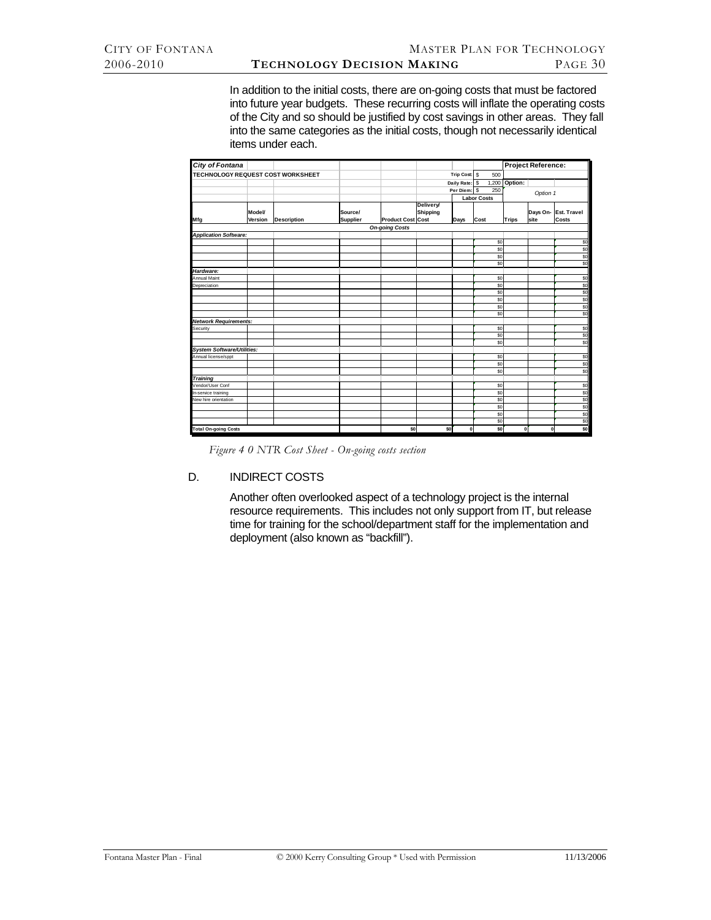In addition to the initial costs, there are on-going costs that must be factored into future year budgets. These recurring costs will inflate the operating costs of the City and so should be justified by cost savings in other areas. They fall into the same categories as the initial costs, though not necessarily identical items under each.

| **City of Fontana** | | | | | | | | | **Project Reference:** | | |
|---|---|---|---|---|---|---|---|---|---|---|---|
| **TECHNOLOGY REQUEST COST WORKSHEET** | | | | | | Trip Cost: | $ 500 | | | | |
| | | | | | | Daily Rate: | $ 1,200 | **Option:** | | | |
| | | | | | | Per Diem: | $ 250 | | Option 1 | | |
| | | | | | | **Labor Costs** | | | | | |
| **Mfg** | **Model/ Version** | **Description** | **Source/ Supplier** | **Product Cost** | **Delivery/ Shipping Cost** | **Days** | **Cost** | **Trips** | **Days On-site** | **Est. Travel Costs** | |
| | | | | ***On-going Costs*** | | | | | | | |
| ***Application Software:*** | | | | | | | | | | | |
| | | | | | | | $0 | | | $0 | |
| | | | | | | | $0 | | | $0 | |
| | | | | | | | $0 | | | $0 | |
| | | | | | | | $0 | | | $0 | |
| ***Hardware:*** | | | | | | | | | | | |
| Annual Maint | | | | | | | $0 | | | $0 | |
| Depreciation | | | | | | | $0 | | | $0 | |
| | | | | | | | $0 | | | $0 | |
| | | | | | | | $0 | | | $0 | |
| | | | | | | | $0 | | | $0 | |
| | | | | | | | $0 | | | $0 | |
| ***Network Requirements:*** | | | | | | | | | | | |
| Security | | | | | | | $0 | | | $0 | |
| | | | | | | | $0 | | | $0 | |
| | | | | | | | $0 | | | $0 | |
| ***System Software/Utilities:*** | | | | | | | | | | | |
| Annual license/sppt | | | | | | | $0 | | | $0 | |
| | | | | | | | $0 | | | $0 | |
| | | | | | | | $0 | | | $0 | |
| ***Training*** | | | | | | | | | | | |
| Vendor/User Conf | | | | | | | $0 | | | $0 | |
| In-service training | | | | | | | $0 | | | $0 | |
| New hire orientation | | | | | | | $0 | | | $0 | |
| | | | | | | | $0 | | | $0 | |
| | | | | | | | $0 | | | $0 | |
| | | | | | | | $0 | | | $0 | |
| **Total On-going Costs** | | | | $0 | $0 | 0 | $0 | 0 | 0 | $0 | |

*Figure 4 0 NTR Cost Sheet - On-going costs section*

D. INDIRECT COSTS

Another often overlooked aspect of a technology project is the internal resource requirements. This includes not only support from IT, but release time for training for the school/department staff for the implementation and deployment (also known as "backfill").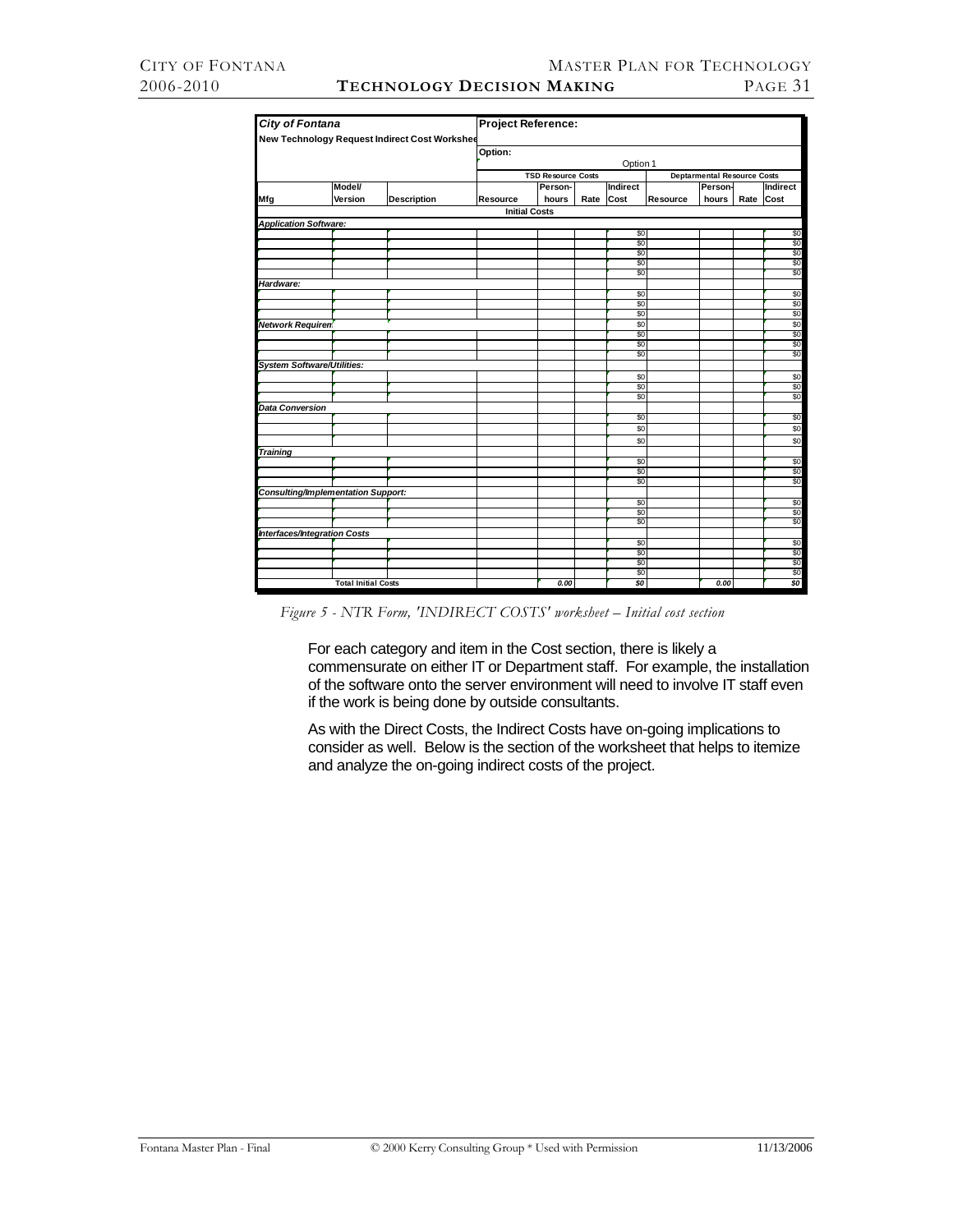| City of Fontana | | | Project Reference: | | | | | | | |
|---|---|---|---|---|---|---|---|---|---|---|
| New Technology Request Indirect Cost Worksheet | | | | | | | | | | |
| | | | Option: | | | | | | | |
| | | | Option 1 | | | | | | | |
| | | | TSD Resource Costs | | | | Deptarmental Resource Costs | | | |
| Mfg | Model/ Version | Description | Resource | Person-hours | Rate | Indirect Cost | Resource | Person-hours | Rate | Indirect Cost |
| | | | Initial Costs | | | | | | | |
| *Application Software:* | | | | | | | | | | |
| | | | | | | $0 | | | | $0 |
| | | | | | | $0 | | | | $0 |
| | | | | | | $0 | | | | $0 |
| | | | | | | $0 | | | | $0 |
| | | | | | | $0 | | | | $0 |
| *Hardware:* | | | | | | | | | | |
| | | | | | | $0 | | | | $0 |
| | | | | | | $0 | | | | $0 |
| | | | | | | $0 | | | | $0 |
| *Network Requiren* | | | | | | $0 | | | | $0 |
| | | | | | | $0 | | | | $0 |
| | | | | | | $0 | | | | $0 |
| | | | | | | $0 | | | | $0 |
| *System Software/Utilities:* | | | | | | | | | | |
| | | | | | | $0 | | | | $0 |
| | | | | | | $0 | | | | $0 |
| | | | | | | $0 | | | | $0 |
| *Data Conversion* | | | | | | | | | | |
| | | | | | | $0 | | | | $0 |
| | | | | | | $0 | | | | $0 |
| | | | | | | $0 | | | | $0 |
| *Training* | | | | | | | | | | |
| | | | | | | $0 | | | | $0 |
| | | | | | | $0 | | | | $0 |
| | | | | | | $0 | | | | $0 |
| *Consulting/Implementation Support:* | | | | | | | | | | |
| | | | | | | $0 | | | | $0 |
| | | | | | | $0 | | | | $0 |
| | | | | | | $0 | | | | $0 |
| *Interfaces/Integration Costs* | | | | | | | | | | |
| | | | | | | $0 | | | | $0 |
| | | | | | | $0 | | | | $0 |
| | | | | | | $0 | | | | $0 |
| | | | | | | $0 | | | | $0 |
| | Total Initial Costs | | | *0.00* | | *$0* | | *0.00* | | *$0* |

*Figure 5 - NTR Form, 'INDIRECT COSTS' worksheet – Initial cost section*

For each category and item in the Cost section, there is likely a commensurate on either IT or Department staff. For example, the installation of the software onto the server environment will need to involve IT staff even if the work is being done by outside consultants.

As with the Direct Costs, the Indirect Costs have on-going implications to consider as well. Below is the section of the worksheet that helps to itemize and analyze the on-going indirect costs of the project.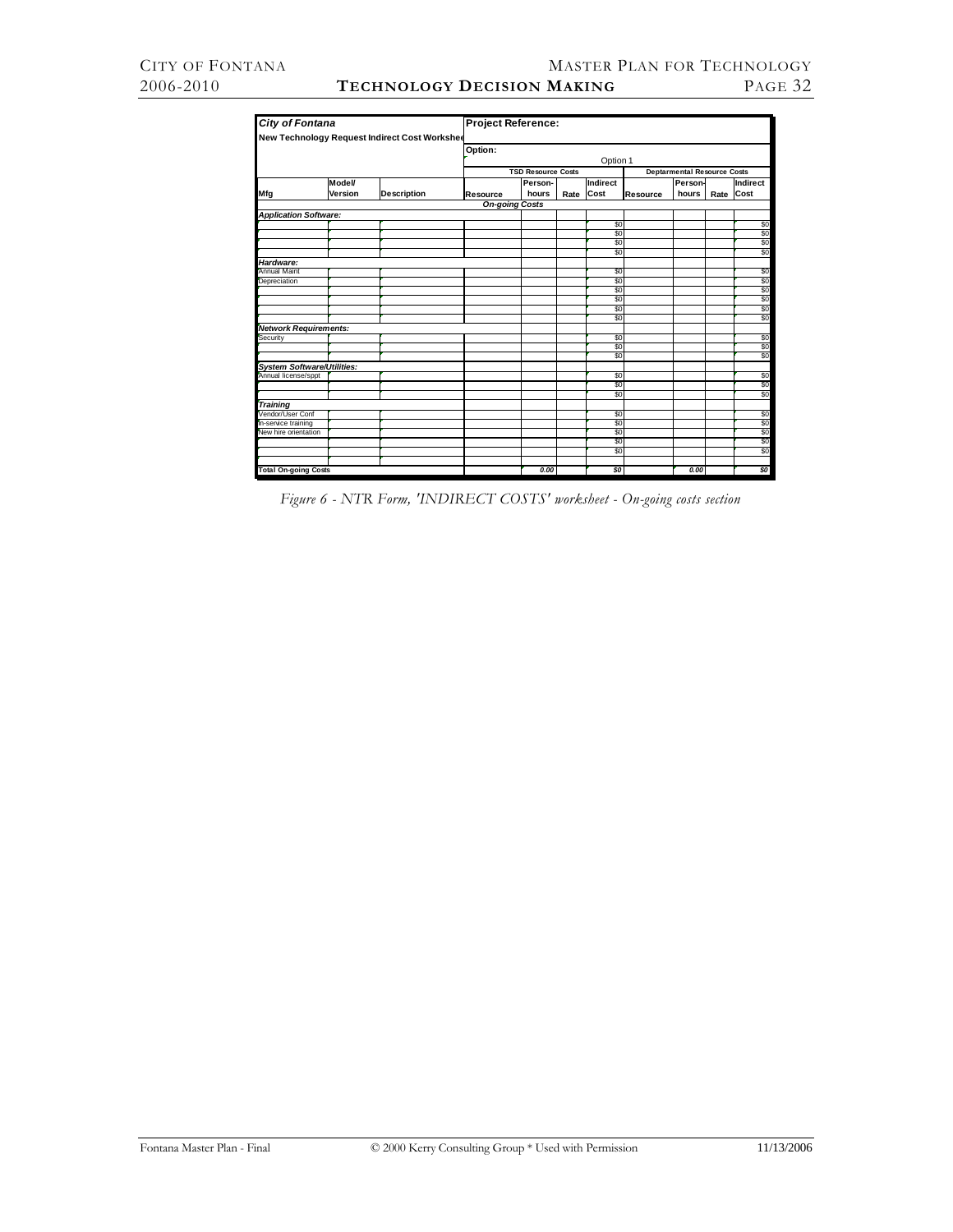| *City of Fontana* | | | Project Reference: | | | | | | | |
|---|---|---|---|---|---|---|---|---|---|---|
| New Technology Request Indirect Cost Workshee | | | | | | | | | | |
| | | | Option: | | | | | | | |
| | | | | | | Option 1 | | | | |
| | | | TSD Resource Costs | | | | Deptarmental Resource Costs | | | |
| Mfg | Model/ Version | Description | Resource | Person-hours | Rate | Indirect Cost | Resource | Person-hours | Rate | Indirect Cost |
| | | | *On-going Costs* | | | | | | | |
| ***Application Software:*** | | | | | | | | | | |
| | | | | | | $0 | | | | $0 |
| | | | | | | $0 | | | | $0 |
| | | | | | | $0 | | | | $0 |
| | | | | | | $0 | | | | $0 |
| ***Hardware:*** | | | | | | | | | | |
| Annual Maint | | | | | | $0 | | | | $0 |
| Depreciation | | | | | | $0 | | | | $0 |
| | | | | | | $0 | | | | $0 |
| | | | | | | $0 | | | | $0 |
| | | | | | | $0 | | | | $0 |
| | | | | | | $0 | | | | $0 |
| ***Network Requirements:*** | | | | | | | | | | |
| Security | | | | | | $0 | | | | $0 |
| | | | | | | $0 | | | | $0 |
| | | | | | | $0 | | | | $0 |
| ***System Software/Utilities:*** | | | | | | | | | | |
| Annual license/sppt | | | | | | $0 | | | | $0 |
| | | | | | | $0 | | | | $0 |
| | | | | | | $0 | | | | $0 |
| ***Training*** | | | | | | | | | | |
| Vendor/User Conf | | | | | | $0 | | | | $0 |
| In-service training | | | | | | $0 | | | | $0 |
| New hire orientation | | | | | | $0 | | | | $0 |
| | | | | | | $0 | | | | $0 |
| | | | | | | $0 | | | | $0 |
| | | | | | | | | | | |
| **Total On-going Costs** | | | | *0.00* | | *$0* | | *0.00* | | *$0* |

*Figure 6 - NTR Form, 'INDIRECT COSTS' worksheet - On-going costs section*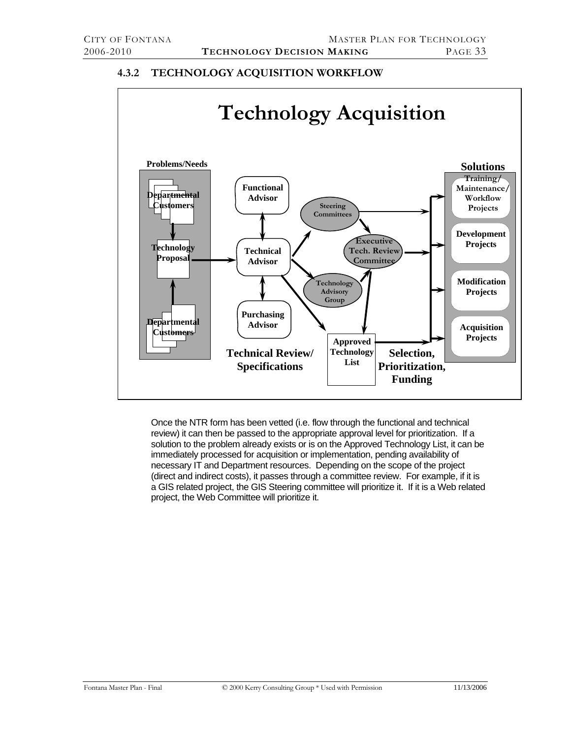### 4.3.2 TECHNOLOGY ACQUISITION WORKFLOW

Technology Acquisition

Problems/Needs

Departmental Customers

Technology Proposal

Departmental Customers

Functional Advisor

Technical Advisor

Purchasing Advisor

Technical Review/ Specifications

Steering Committees

Executive Tech. Review Committee

Technology Advisory Group

Approved Technology List

Selection, Prioritization, Funding

Solutions

Training/ Maintenance/ Workflow Projects

Development Projects

Modification Projects

Acquisition Projects

Once the NTR form has been vetted (i.e. flow through the functional and technical review) it can then be passed to the appropriate approval level for prioritization. If a solution to the problem already exists or is on the Approved Technology List, it can be immediately processed for acquisition or implementation, pending availability of necessary IT and Department resources. Depending on the scope of the project (direct and indirect costs), it passes through a committee review. For example, if it is a GIS related project, the GIS Steering committee will prioritize it. If it is a Web related project, the Web Committee will prioritize it.